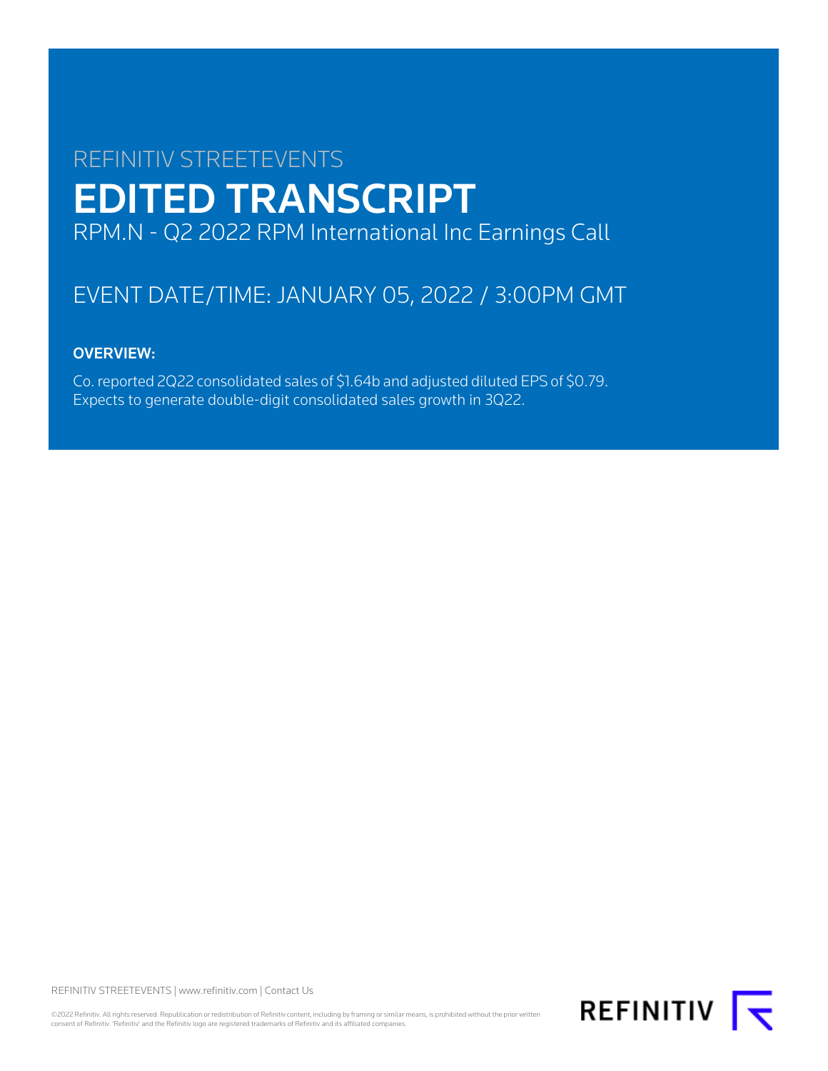REFINITIV STREETEVENTS

# EDITED TRANSCRIPT

RPM.N - Q2 2022 RPM International Inc Earnings Call

EVENT DATE/TIME: JANUARY 05, 2022 / 3:00PM GMT

**OVERVIEW:**

Co. reported 2Q22 consolidated sales of $1.64b and adjusted diluted EPS of $0.79. Expects to generate double-digit consolidated sales growth in 3Q22.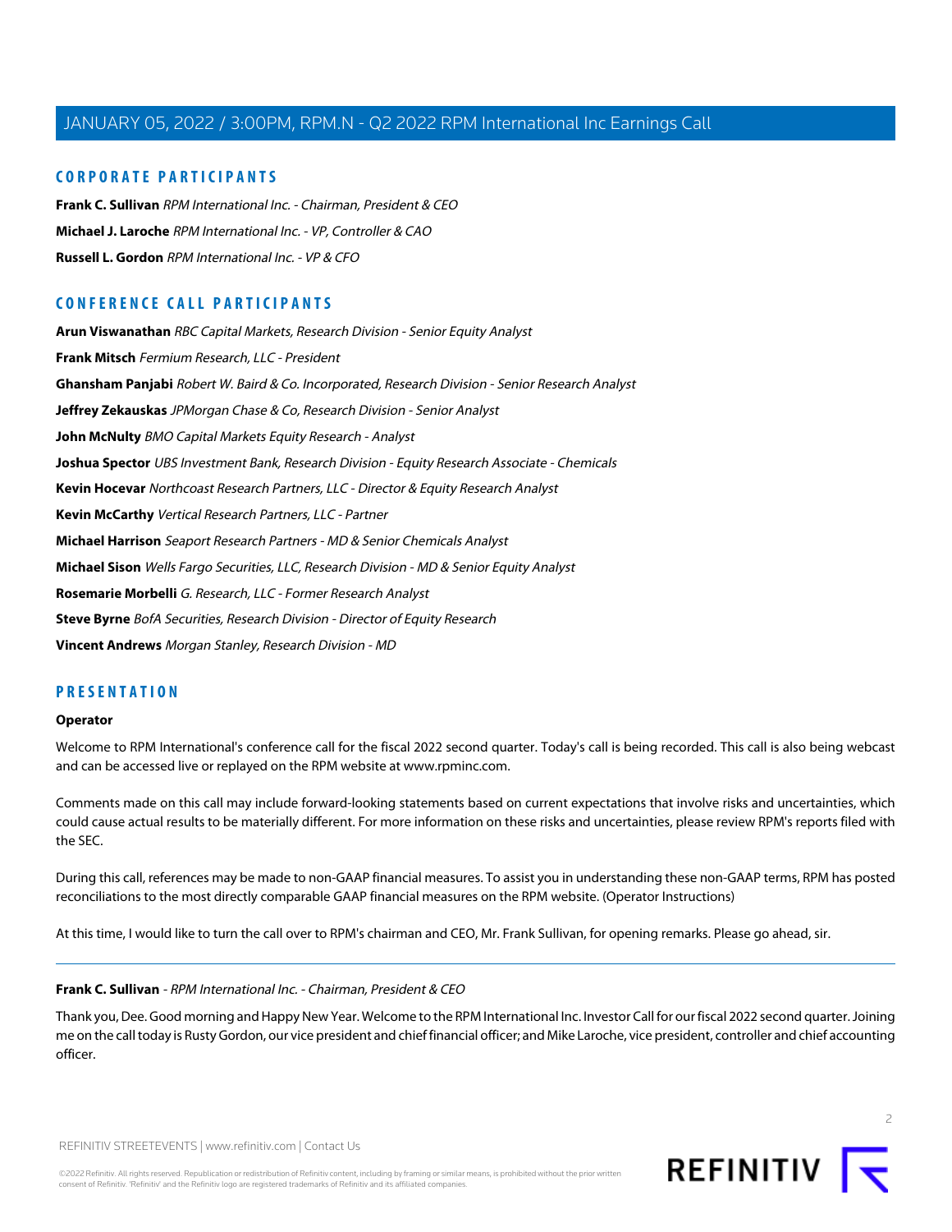## CORPORATE PARTICIPANTS

**Frank C. Sullivan** *RPM International Inc. - Chairman, President & CEO*

**Michael J. Laroche** *RPM International Inc. - VP, Controller & CAO*

**Russell L. Gordon** *RPM International Inc. - VP & CFO*

## CONFERENCE CALL PARTICIPANTS

**Arun Viswanathan** *RBC Capital Markets, Research Division - Senior Equity Analyst*

**Frank Mitsch** *Fermium Research, LLC - President*

**Ghansham Panjabi** *Robert W. Baird & Co. Incorporated, Research Division - Senior Research Analyst*

**Jeffrey Zekauskas** *JPMorgan Chase & Co, Research Division - Senior Analyst*

**John McNulty** *BMO Capital Markets Equity Research - Analyst*

**Joshua Spector** *UBS Investment Bank, Research Division - Equity Research Associate - Chemicals*

**Kevin Hocevar** *Northcoast Research Partners, LLC - Director & Equity Research Analyst*

**Kevin McCarthy** *Vertical Research Partners, LLC - Partner*

**Michael Harrison** *Seaport Research Partners - MD & Senior Chemicals Analyst*

**Michael Sison** *Wells Fargo Securities, LLC, Research Division - MD & Senior Equity Analyst*

**Rosemarie Morbelli** *G. Research, LLC - Former Research Analyst*

**Steve Byrne** *BofA Securities, Research Division - Director of Equity Research*

**Vincent Andrews** *Morgan Stanley, Research Division - MD*

## PRESENTATION

### Operator

Welcome to RPM International's conference call for the fiscal 2022 second quarter. Today's call is being recorded. This call is also being webcast and can be accessed live or replayed on the RPM website at www.rpminc.com.

Comments made on this call may include forward-looking statements based on current expectations that involve risks and uncertainties, which could cause actual results to be materially different. For more information on these risks and uncertainties, please review RPM's reports filed with the SEC.

During this call, references may be made to non-GAAP financial measures. To assist you in understanding these non-GAAP terms, RPM has posted reconciliations to the most directly comparable GAAP financial measures on the RPM website. (Operator Instructions)

At this time, I would like to turn the call over to RPM's chairman and CEO, Mr. Frank Sullivan, for opening remarks. Please go ahead, sir.

---

**Frank C. Sullivan** - *RPM International Inc. - Chairman, President & CEO*

Thank you, Dee. Good morning and Happy New Year. Welcome to the RPM International Inc. Investor Call for our fiscal 2022 second quarter. Joining me on the call today is Rusty Gordon, our vice president and chief financial officer; and Mike Laroche, vice president, controller and chief accounting officer.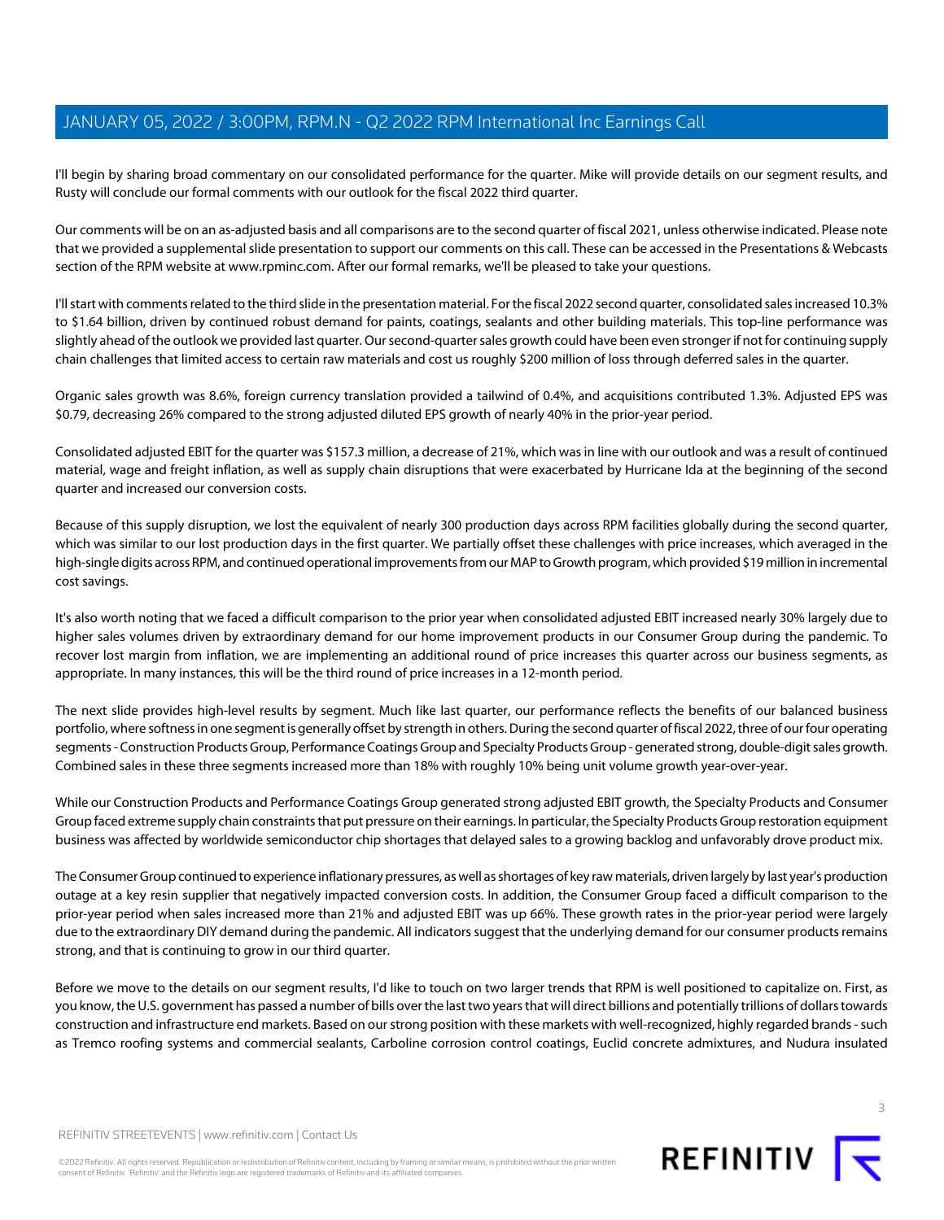I'll begin by sharing broad commentary on our consolidated performance for the quarter. Mike will provide details on our segment results, and Rusty will conclude our formal comments with our outlook for the fiscal 2022 third quarter.

Our comments will be on an as-adjusted basis and all comparisons are to the second quarter of fiscal 2021, unless otherwise indicated. Please note that we provided a supplemental slide presentation to support our comments on this call. These can be accessed in the Presentations & Webcasts section of the RPM website at www.rpminc.com. After our formal remarks, we'll be pleased to take your questions.

I'll start with comments related to the third slide in the presentation material. For the fiscal 2022 second quarter, consolidated sales increased 10.3% to $1.64 billion, driven by continued robust demand for paints, coatings, sealants and other building materials. This top-line performance was slightly ahead of the outlook we provided last quarter. Our second-quarter sales growth could have been even stronger if not for continuing supply chain challenges that limited access to certain raw materials and cost us roughly $200 million of loss through deferred sales in the quarter.

Organic sales growth was 8.6%, foreign currency translation provided a tailwind of 0.4%, and acquisitions contributed 1.3%. Adjusted EPS was $0.79, decreasing 26% compared to the strong adjusted diluted EPS growth of nearly 40% in the prior-year period.

Consolidated adjusted EBIT for the quarter was $157.3 million, a decrease of 21%, which was in line with our outlook and was a result of continued material, wage and freight inflation, as well as supply chain disruptions that were exacerbated by Hurricane Ida at the beginning of the second quarter and increased our conversion costs.

Because of this supply disruption, we lost the equivalent of nearly 300 production days across RPM facilities globally during the second quarter, which was similar to our lost production days in the first quarter. We partially offset these challenges with price increases, which averaged in the high-single digits across RPM, and continued operational improvements from our MAP to Growth program, which provided $19 million in incremental cost savings.

It's also worth noting that we faced a difficult comparison to the prior year when consolidated adjusted EBIT increased nearly 30% largely due to higher sales volumes driven by extraordinary demand for our home improvement products in our Consumer Group during the pandemic. To recover lost margin from inflation, we are implementing an additional round of price increases this quarter across our business segments, as appropriate. In many instances, this will be the third round of price increases in a 12-month period.

The next slide provides high-level results by segment. Much like last quarter, our performance reflects the benefits of our balanced business portfolio, where softness in one segment is generally offset by strength in others. During the second quarter of fiscal 2022, three of our four operating segments - Construction Products Group, Performance Coatings Group and Specialty Products Group - generated strong, double-digit sales growth. Combined sales in these three segments increased more than 18% with roughly 10% being unit volume growth year-over-year.

While our Construction Products and Performance Coatings Group generated strong adjusted EBIT growth, the Specialty Products and Consumer Group faced extreme supply chain constraints that put pressure on their earnings. In particular, the Specialty Products Group restoration equipment business was affected by worldwide semiconductor chip shortages that delayed sales to a growing backlog and unfavorably drove product mix.

The Consumer Group continued to experience inflationary pressures, as well as shortages of key raw materials, driven largely by last year's production outage at a key resin supplier that negatively impacted conversion costs. In addition, the Consumer Group faced a difficult comparison to the prior-year period when sales increased more than 21% and adjusted EBIT was up 66%. These growth rates in the prior-year period were largely due to the extraordinary DIY demand during the pandemic. All indicators suggest that the underlying demand for our consumer products remains strong, and that is continuing to grow in our third quarter.

Before we move to the details on our segment results, I'd like to touch on two larger trends that RPM is well positioned to capitalize on. First, as you know, the U.S. government has passed a number of bills over the last two years that will direct billions and potentially trillions of dollars towards construction and infrastructure end markets. Based on our strong position with these markets with well-recognized, highly regarded brands - such as Tremco roofing systems and commercial sealants, Carboline corrosion control coatings, Euclid concrete admixtures, and Nudura insulated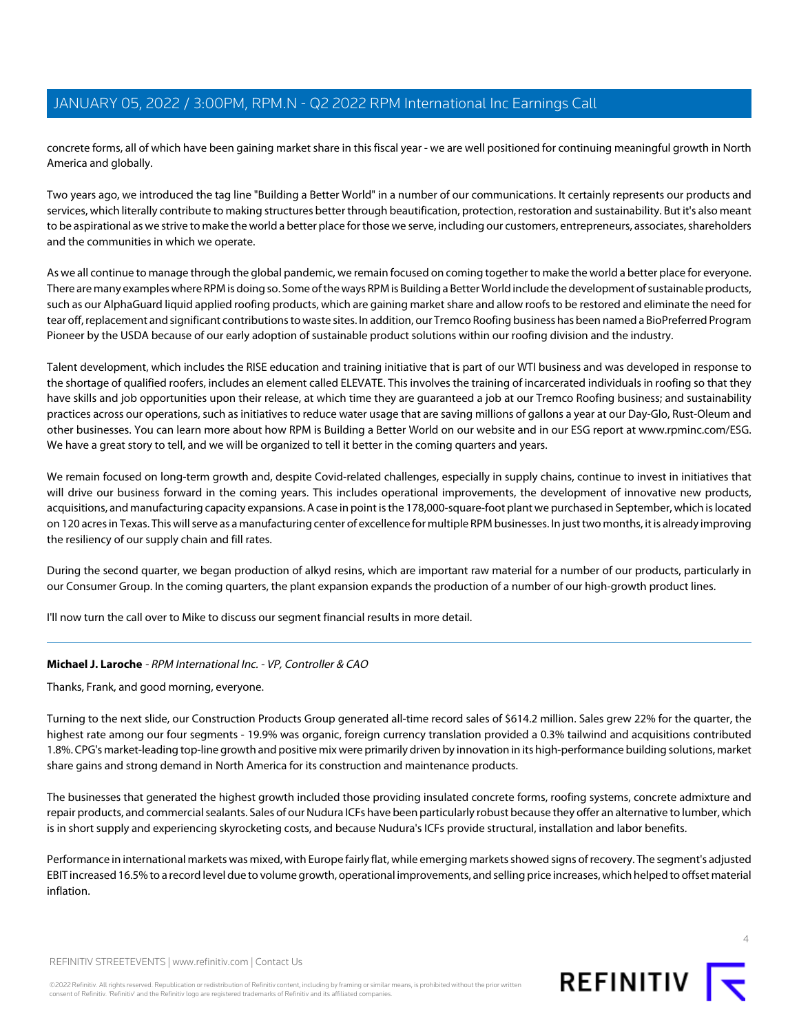concrete forms, all of which have been gaining market share in this fiscal year - we are well positioned for continuing meaningful growth in North America and globally.

Two years ago, we introduced the tag line "Building a Better World" in a number of our communications. It certainly represents our products and services, which literally contribute to making structures better through beautification, protection, restoration and sustainability. But it's also meant to be aspirational as we strive to make the world a better place for those we serve, including our customers, entrepreneurs, associates, shareholders and the communities in which we operate.

As we all continue to manage through the global pandemic, we remain focused on coming together to make the world a better place for everyone. There are many examples where RPM is doing so. Some of the ways RPM is Building a Better World include the development of sustainable products, such as our AlphaGuard liquid applied roofing products, which are gaining market share and allow roofs to be restored and eliminate the need for tear off, replacement and significant contributions to waste sites. In addition, our Tremco Roofing business has been named a BioPreferred Program Pioneer by the USDA because of our early adoption of sustainable product solutions within our roofing division and the industry.

Talent development, which includes the RISE education and training initiative that is part of our WTI business and was developed in response to the shortage of qualified roofers, includes an element called ELEVATE. This involves the training of incarcerated individuals in roofing so that they have skills and job opportunities upon their release, at which time they are guaranteed a job at our Tremco Roofing business; and sustainability practices across our operations, such as initiatives to reduce water usage that are saving millions of gallons a year at our Day-Glo, Rust-Oleum and other businesses. You can learn more about how RPM is Building a Better World on our website and in our ESG report at www.rpminc.com/ESG. We have a great story to tell, and we will be organized to tell it better in the coming quarters and years.

We remain focused on long-term growth and, despite Covid-related challenges, especially in supply chains, continue to invest in initiatives that will drive our business forward in the coming years. This includes operational improvements, the development of innovative new products, acquisitions, and manufacturing capacity expansions. A case in point is the 178,000-square-foot plant we purchased in September, which is located on 120 acres in Texas. This will serve as a manufacturing center of excellence for multiple RPM businesses. In just two months, it is already improving the resiliency of our supply chain and fill rates.

During the second quarter, we began production of alkyd resins, which are important raw material for a number of our products, particularly in our Consumer Group. In the coming quarters, the plant expansion expands the production of a number of our high-growth product lines.

I'll now turn the call over to Mike to discuss our segment financial results in more detail.

---

**Michael J. Laroche** - *RPM International Inc. - VP, Controller & CAO*

Thanks, Frank, and good morning, everyone.

Turning to the next slide, our Construction Products Group generated all-time record sales of $614.2 million. Sales grew 22% for the quarter, the highest rate among our four segments - 19.9% was organic, foreign currency translation provided a 0.3% tailwind and acquisitions contributed 1.8%. CPG's market-leading top-line growth and positive mix were primarily driven by innovation in its high-performance building solutions, market share gains and strong demand in North America for its construction and maintenance products.

The businesses that generated the highest growth included those providing insulated concrete forms, roofing systems, concrete admixture and repair products, and commercial sealants. Sales of our Nudura ICFs have been particularly robust because they offer an alternative to lumber, which is in short supply and experiencing skyrocketing costs, and because Nudura's ICFs provide structural, installation and labor benefits.

Performance in international markets was mixed, with Europe fairly flat, while emerging markets showed signs of recovery. The segment's adjusted EBIT increased 16.5% to a record level due to volume growth, operational improvements, and selling price increases, which helped to offset material inflation.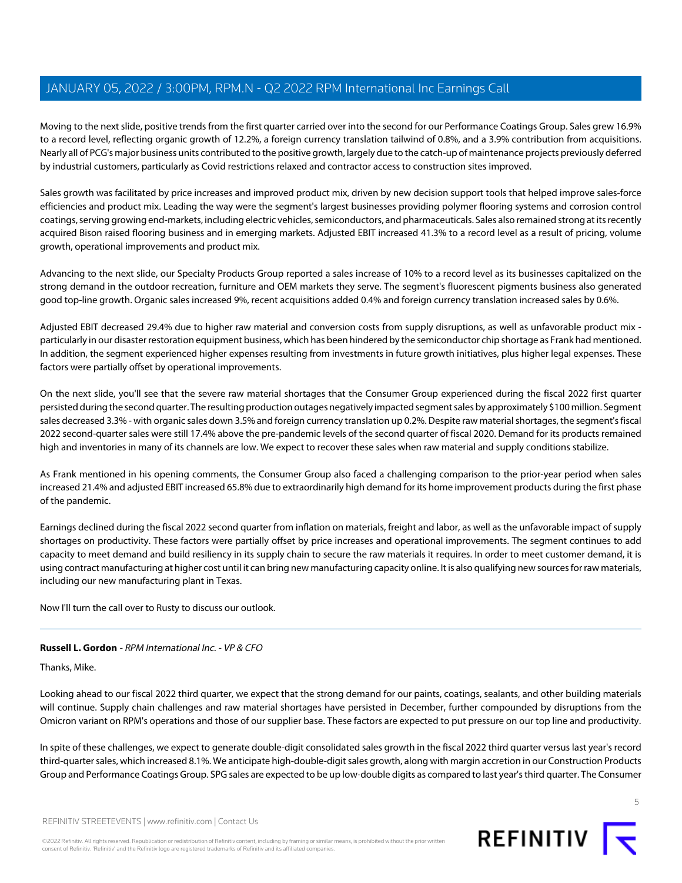Moving to the next slide, positive trends from the first quarter carried over into the second for our Performance Coatings Group. Sales grew 16.9% to a record level, reflecting organic growth of 12.2%, a foreign currency translation tailwind of 0.8%, and a 3.9% contribution from acquisitions. Nearly all of PCG's major business units contributed to the positive growth, largely due to the catch-up of maintenance projects previously deferred by industrial customers, particularly as Covid restrictions relaxed and contractor access to construction sites improved.

Sales growth was facilitated by price increases and improved product mix, driven by new decision support tools that helped improve sales-force efficiencies and product mix. Leading the way were the segment's largest businesses providing polymer flooring systems and corrosion control coatings, serving growing end-markets, including electric vehicles, semiconductors, and pharmaceuticals. Sales also remained strong at its recently acquired Bison raised flooring business and in emerging markets. Adjusted EBIT increased 41.3% to a record level as a result of pricing, volume growth, operational improvements and product mix.

Advancing to the next slide, our Specialty Products Group reported a sales increase of 10% to a record level as its businesses capitalized on the strong demand in the outdoor recreation, furniture and OEM markets they serve. The segment's fluorescent pigments business also generated good top-line growth. Organic sales increased 9%, recent acquisitions added 0.4% and foreign currency translation increased sales by 0.6%.

Adjusted EBIT decreased 29.4% due to higher raw material and conversion costs from supply disruptions, as well as unfavorable product mix - particularly in our disaster restoration equipment business, which has been hindered by the semiconductor chip shortage as Frank had mentioned. In addition, the segment experienced higher expenses resulting from investments in future growth initiatives, plus higher legal expenses. These factors were partially offset by operational improvements.

On the next slide, you'll see that the severe raw material shortages that the Consumer Group experienced during the fiscal 2022 first quarter persisted during the second quarter. The resulting production outages negatively impacted segment sales by approximately $100 million. Segment sales decreased 3.3% - with organic sales down 3.5% and foreign currency translation up 0.2%. Despite raw material shortages, the segment's fiscal 2022 second-quarter sales were still 17.4% above the pre-pandemic levels of the second quarter of fiscal 2020. Demand for its products remained high and inventories in many of its channels are low. We expect to recover these sales when raw material and supply conditions stabilize.

As Frank mentioned in his opening comments, the Consumer Group also faced a challenging comparison to the prior-year period when sales increased 21.4% and adjusted EBIT increased 65.8% due to extraordinarily high demand for its home improvement products during the first phase of the pandemic.

Earnings declined during the fiscal 2022 second quarter from inflation on materials, freight and labor, as well as the unfavorable impact of supply shortages on productivity. These factors were partially offset by price increases and operational improvements. The segment continues to add capacity to meet demand and build resiliency in its supply chain to secure the raw materials it requires. In order to meet customer demand, it is using contract manufacturing at higher cost until it can bring new manufacturing capacity online. It is also qualifying new sources for raw materials, including our new manufacturing plant in Texas.

Now I'll turn the call over to Rusty to discuss our outlook.

---

**Russell L. Gordon** - *RPM International Inc. - VP & CFO*

Thanks, Mike.

Looking ahead to our fiscal 2022 third quarter, we expect that the strong demand for our paints, coatings, sealants, and other building materials will continue. Supply chain challenges and raw material shortages have persisted in December, further compounded by disruptions from the Omicron variant on RPM's operations and those of our supplier base. These factors are expected to put pressure on our top line and productivity.

In spite of these challenges, we expect to generate double-digit consolidated sales growth in the fiscal 2022 third quarter versus last year's record third-quarter sales, which increased 8.1%. We anticipate high-double-digit sales growth, along with margin accretion in our Construction Products Group and Performance Coatings Group. SPG sales are expected to be up low-double digits as compared to last year's third quarter. The Consumer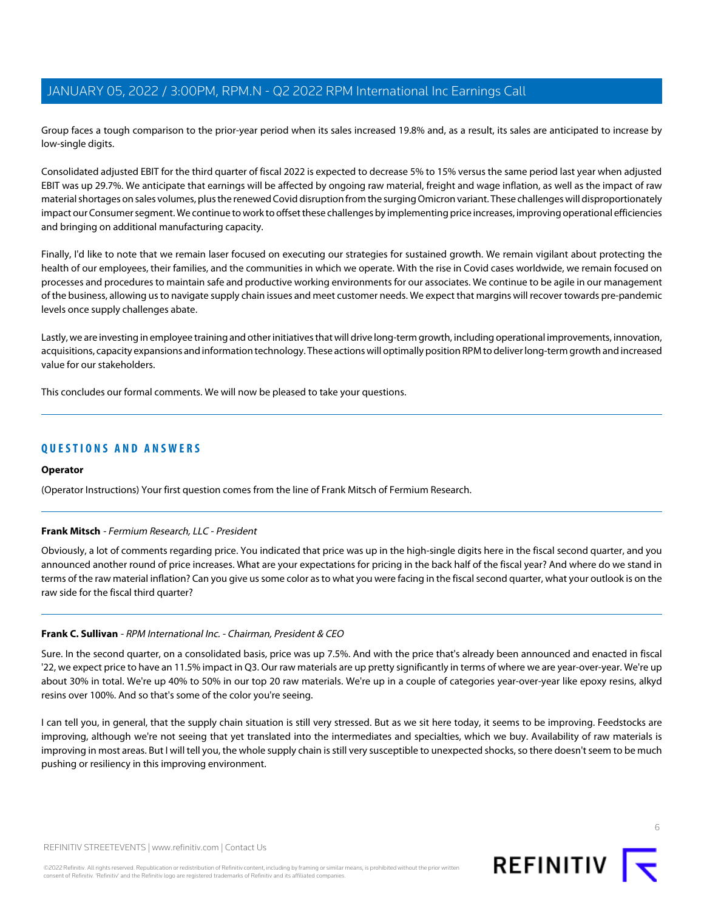Group faces a tough comparison to the prior-year period when its sales increased 19.8% and, as a result, its sales are anticipated to increase by low-single digits.

Consolidated adjusted EBIT for the third quarter of fiscal 2022 is expected to decrease 5% to 15% versus the same period last year when adjusted EBIT was up 29.7%. We anticipate that earnings will be affected by ongoing raw material, freight and wage inflation, as well as the impact of raw material shortages on sales volumes, plus the renewed Covid disruption from the surging Omicron variant. These challenges will disproportionately impact our Consumer segment. We continue to work to offset these challenges by implementing price increases, improving operational efficiencies and bringing on additional manufacturing capacity.

Finally, I'd like to note that we remain laser focused on executing our strategies for sustained growth. We remain vigilant about protecting the health of our employees, their families, and the communities in which we operate. With the rise in Covid cases worldwide, we remain focused on processes and procedures to maintain safe and productive working environments for our associates. We continue to be agile in our management of the business, allowing us to navigate supply chain issues and meet customer needs. We expect that margins will recover towards pre-pandemic levels once supply challenges abate.

Lastly, we are investing in employee training and other initiatives that will drive long-term growth, including operational improvements, innovation, acquisitions, capacity expansions and information technology. These actions will optimally position RPM to deliver long-term growth and increased value for our stakeholders.

This concludes our formal comments. We will now be pleased to take your questions.

## QUESTIONS AND ANSWERS

**Operator**

(Operator Instructions) Your first question comes from the line of Frank Mitsch of Fermium Research.

**Frank Mitsch** - *Fermium Research, LLC - President*

Obviously, a lot of comments regarding price. You indicated that price was up in the high-single digits here in the fiscal second quarter, and you announced another round of price increases. What are your expectations for pricing in the back half of the fiscal year? And where do we stand in terms of the raw material inflation? Can you give us some color as to what you were facing in the fiscal second quarter, what your outlook is on the raw side for the fiscal third quarter?

**Frank C. Sullivan** - *RPM International Inc. - Chairman, President & CEO*

Sure. In the second quarter, on a consolidated basis, price was up 7.5%. And with the price that's already been announced and enacted in fiscal '22, we expect price to have an 11.5% impact in Q3. Our raw materials are up pretty significantly in terms of where we are year-over-year. We're up about 30% in total. We're up 40% to 50% in our top 20 raw materials. We're up in a couple of categories year-over-year like epoxy resins, alkyd resins over 100%. And so that's some of the color you're seeing.

I can tell you, in general, that the supply chain situation is still very stressed. But as we sit here today, it seems to be improving. Feedstocks are improving, although we're not seeing that yet translated into the intermediates and specialties, which we buy. Availability of raw materials is improving in most areas. But I will tell you, the whole supply chain is still very susceptible to unexpected shocks, so there doesn't seem to be much pushing or resiliency in this improving environment.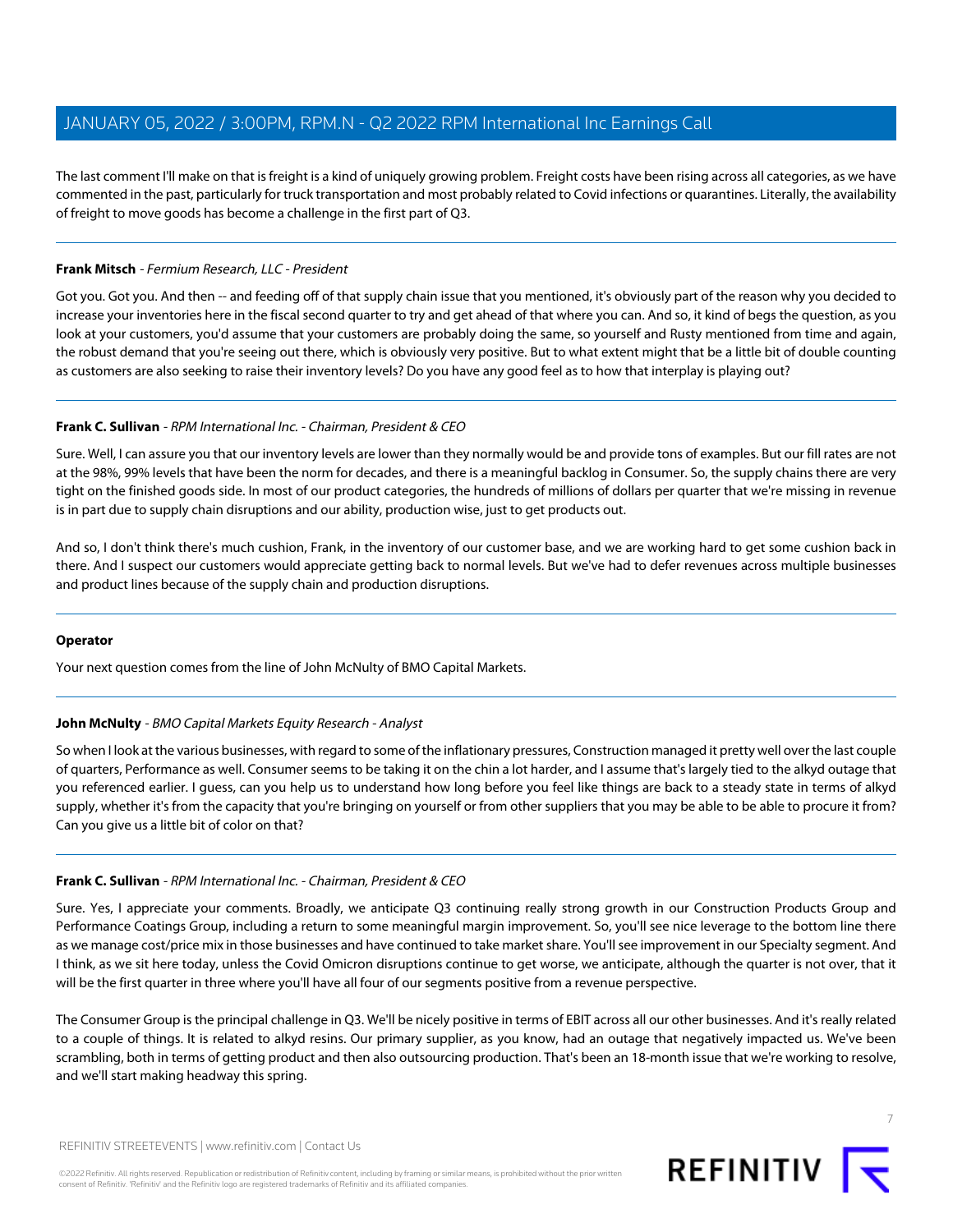The last comment I'll make on that is freight is a kind of uniquely growing problem. Freight costs have been rising across all categories, as we have commented in the past, particularly for truck transportation and most probably related to Covid infections or quarantines. Literally, the availability of freight to move goods has become a challenge in the first part of Q3.

---

**Frank Mitsch** - *Fermium Research, LLC - President*

Got you. Got you. And then -- and feeding off of that supply chain issue that you mentioned, it's obviously part of the reason why you decided to increase your inventories here in the fiscal second quarter to try and get ahead of that where you can. And so, it kind of begs the question, as you look at your customers, you'd assume that your customers are probably doing the same, so yourself and Rusty mentioned from time and again, the robust demand that you're seeing out there, which is obviously very positive. But to what extent might that be a little bit of double counting as customers are also seeking to raise their inventory levels? Do you have any good feel as to how that interplay is playing out?

---

**Frank C. Sullivan** - *RPM International Inc. - Chairman, President & CEO*

Sure. Well, I can assure you that our inventory levels are lower than they normally would be and provide tons of examples. But our fill rates are not at the 98%, 99% levels that have been the norm for decades, and there is a meaningful backlog in Consumer. So, the supply chains there are very tight on the finished goods side. In most of our product categories, the hundreds of millions of dollars per quarter that we're missing in revenue is in part due to supply chain disruptions and our ability, production wise, just to get products out.

And so, I don't think there's much cushion, Frank, in the inventory of our customer base, and we are working hard to get some cushion back in there. And I suspect our customers would appreciate getting back to normal levels. But we've had to defer revenues across multiple businesses and product lines because of the supply chain and production disruptions.

---

**Operator**

Your next question comes from the line of John McNulty of BMO Capital Markets.

---

**John McNulty** - *BMO Capital Markets Equity Research - Analyst*

So when I look at the various businesses, with regard to some of the inflationary pressures, Construction managed it pretty well over the last couple of quarters, Performance as well. Consumer seems to be taking it on the chin a lot harder, and I assume that's largely tied to the alkyd outage that you referenced earlier. I guess, can you help us to understand how long before you feel like things are back to a steady state in terms of alkyd supply, whether it's from the capacity that you're bringing on yourself or from other suppliers that you may be able to be able to procure it from? Can you give us a little bit of color on that?

---

**Frank C. Sullivan** - *RPM International Inc. - Chairman, President & CEO*

Sure. Yes, I appreciate your comments. Broadly, we anticipate Q3 continuing really strong growth in our Construction Products Group and Performance Coatings Group, including a return to some meaningful margin improvement. So, you'll see nice leverage to the bottom line there as we manage cost/price mix in those businesses and have continued to take market share. You'll see improvement in our Specialty segment. And I think, as we sit here today, unless the Covid Omicron disruptions continue to get worse, we anticipate, although the quarter is not over, that it will be the first quarter in three where you'll have all four of our segments positive from a revenue perspective.

The Consumer Group is the principal challenge in Q3. We'll be nicely positive in terms of EBIT across all our other businesses. And it's really related to a couple of things. It is related to alkyd resins. Our primary supplier, as you know, had an outage that negatively impacted us. We've been scrambling, both in terms of getting product and then also outsourcing production. That's been an 18-month issue that we're working to resolve, and we'll start making headway this spring.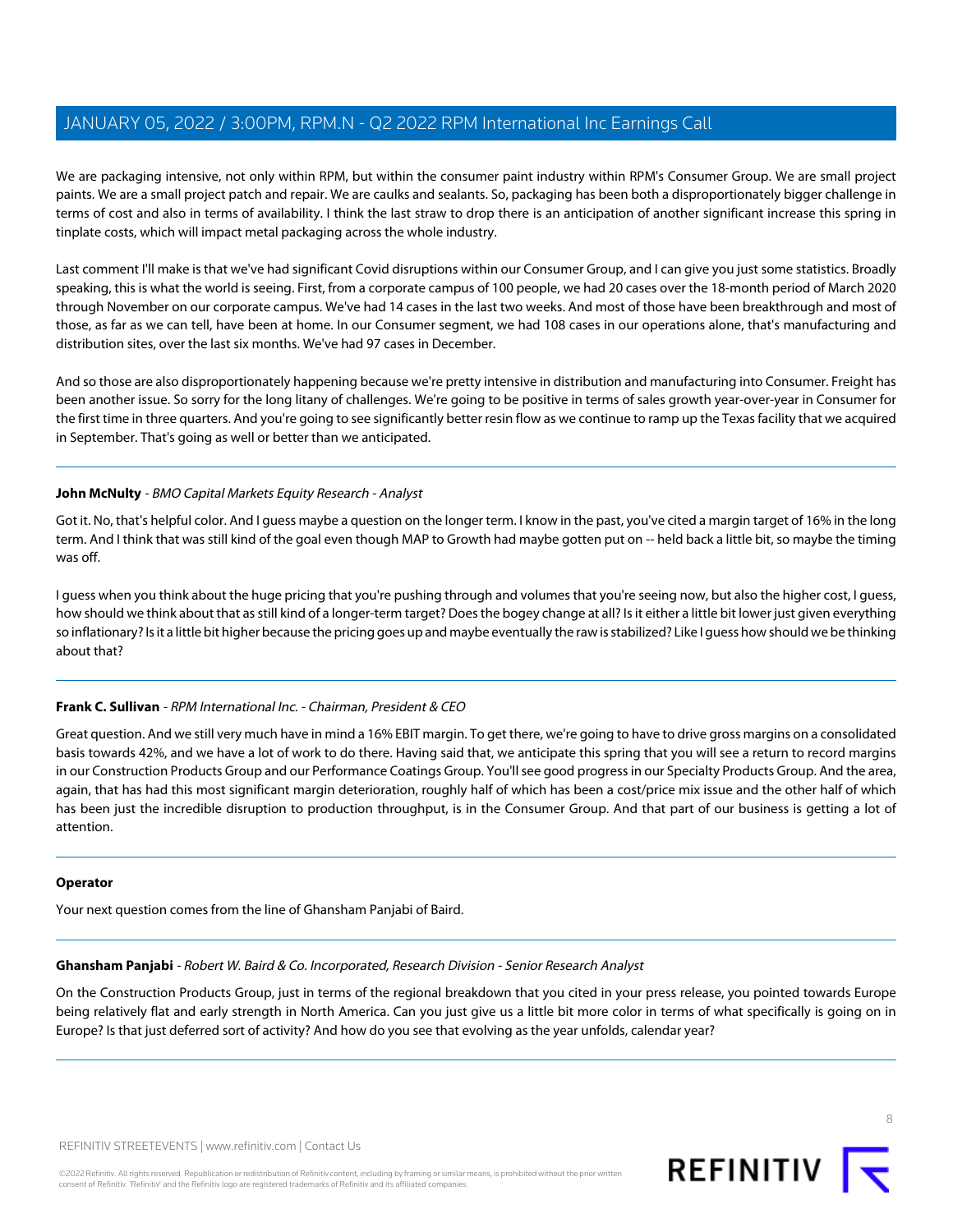We are packaging intensive, not only within RPM, but within the consumer paint industry within RPM's Consumer Group. We are small project paints. We are a small project patch and repair. We are caulks and sealants. So, packaging has been both a disproportionately bigger challenge in terms of cost and also in terms of availability. I think the last straw to drop there is an anticipation of another significant increase this spring in tinplate costs, which will impact metal packaging across the whole industry.

Last comment I'll make is that we've had significant Covid disruptions within our Consumer Group, and I can give you just some statistics. Broadly speaking, this is what the world is seeing. First, from a corporate campus of 100 people, we had 20 cases over the 18-month period of March 2020 through November on our corporate campus. We've had 14 cases in the last two weeks. And most of those have been breakthrough and most of those, as far as we can tell, have been at home. In our Consumer segment, we had 108 cases in our operations alone, that's manufacturing and distribution sites, over the last six months. We've had 97 cases in December.

And so those are also disproportionately happening because we're pretty intensive in distribution and manufacturing into Consumer. Freight has been another issue. So sorry for the long litany of challenges. We're going to be positive in terms of sales growth year-over-year in Consumer for the first time in three quarters. And you're going to see significantly better resin flow as we continue to ramp up the Texas facility that we acquired in September. That's going as well or better than we anticipated.

---

**John McNulty** - *BMO Capital Markets Equity Research - Analyst*

Got it. No, that's helpful color. And I guess maybe a question on the longer term. I know in the past, you've cited a margin target of 16% in the long term. And I think that was still kind of the goal even though MAP to Growth had maybe gotten put on -- held back a little bit, so maybe the timing was off.

I guess when you think about the huge pricing that you're pushing through and volumes that you're seeing now, but also the higher cost, I guess, how should we think about that as still kind of a longer-term target? Does the bogey change at all? Is it either a little bit lower just given everything so inflationary? Is it a little bit higher because the pricing goes up and maybe eventually the raw is stabilized? Like I guess how should we be thinking about that?

---

**Frank C. Sullivan** - *RPM International Inc. - Chairman, President & CEO*

Great question. And we still very much have in mind a 16% EBIT margin. To get there, we're going to have to drive gross margins on a consolidated basis towards 42%, and we have a lot of work to do there. Having said that, we anticipate this spring that you will see a return to record margins in our Construction Products Group and our Performance Coatings Group. You'll see good progress in our Specialty Products Group. And the area, again, that has had this most significant margin deterioration, roughly half of which has been a cost/price mix issue and the other half of which has been just the incredible disruption to production throughput, is in the Consumer Group. And that part of our business is getting a lot of attention.

---

**Operator**

Your next question comes from the line of Ghansham Panjabi of Baird.

---

**Ghansham Panjabi** - *Robert W. Baird & Co. Incorporated, Research Division - Senior Research Analyst*

On the Construction Products Group, just in terms of the regional breakdown that you cited in your press release, you pointed towards Europe being relatively flat and early strength in North America. Can you just give us a little bit more color in terms of what specifically is going on in Europe? Is that just deferred sort of activity? And how do you see that evolving as the year unfolds, calendar year?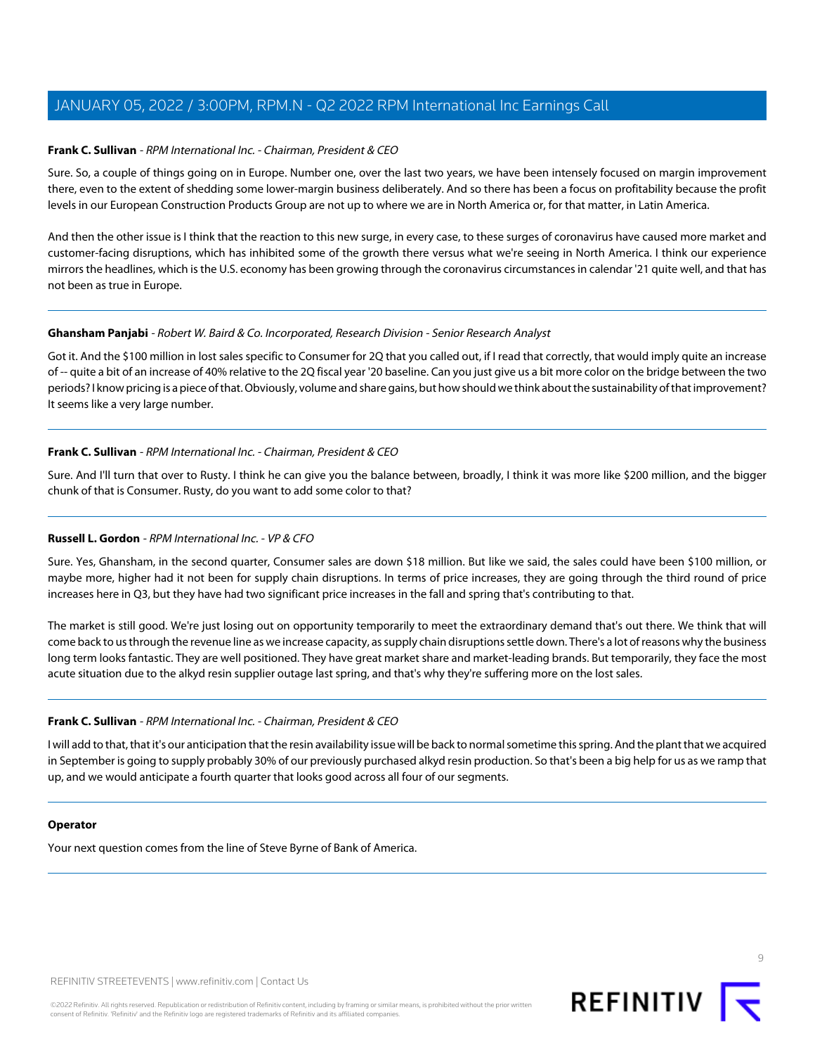**Frank C. Sullivan** - *RPM International Inc. - Chairman, President & CEO*

Sure. So, a couple of things going on in Europe. Number one, over the last two years, we have been intensely focused on margin improvement there, even to the extent of shedding some lower-margin business deliberately. And so there has been a focus on profitability because the profit levels in our European Construction Products Group are not up to where we are in North America or, for that matter, in Latin America.

And then the other issue is I think that the reaction to this new surge, in every case, to these surges of coronavirus have caused more market and customer-facing disruptions, which has inhibited some of the growth there versus what we're seeing in North America. I think our experience mirrors the headlines, which is the U.S. economy has been growing through the coronavirus circumstances in calendar '21 quite well, and that has not been as true in Europe.

---

**Ghansham Panjabi** - *Robert W. Baird & Co. Incorporated, Research Division - Senior Research Analyst*

Got it. And the $100 million in lost sales specific to Consumer for 2Q that you called out, if I read that correctly, that would imply quite an increase of -- quite a bit of an increase of 40% relative to the 2Q fiscal year '20 baseline. Can you just give us a bit more color on the bridge between the two periods? I know pricing is a piece of that. Obviously, volume and share gains, but how should we think about the sustainability of that improvement? It seems like a very large number.

---

**Frank C. Sullivan** - *RPM International Inc. - Chairman, President & CEO*

Sure. And I'll turn that over to Rusty. I think he can give you the balance between, broadly, I think it was more like $200 million, and the bigger chunk of that is Consumer. Rusty, do you want to add some color to that?

---

**Russell L. Gordon** - *RPM International Inc. - VP & CFO*

Sure. Yes, Ghansham, in the second quarter, Consumer sales are down $18 million. But like we said, the sales could have been $100 million, or maybe more, higher had it not been for supply chain disruptions. In terms of price increases, they are going through the third round of price increases here in Q3, but they have had two significant price increases in the fall and spring that's contributing to that.

The market is still good. We're just losing out on opportunity temporarily to meet the extraordinary demand that's out there. We think that will come back to us through the revenue line as we increase capacity, as supply chain disruptions settle down. There's a lot of reasons why the business long term looks fantastic. They are well positioned. They have great market share and market-leading brands. But temporarily, they face the most acute situation due to the alkyd resin supplier outage last spring, and that's why they're suffering more on the lost sales.

---

**Frank C. Sullivan** - *RPM International Inc. - Chairman, President & CEO*

I will add to that, that it's our anticipation that the resin availability issue will be back to normal sometime this spring. And the plant that we acquired in September is going to supply probably 30% of our previously purchased alkyd resin production. So that's been a big help for us as we ramp that up, and we would anticipate a fourth quarter that looks good across all four of our segments.

---

**Operator**

Your next question comes from the line of Steve Byrne of Bank of America.

---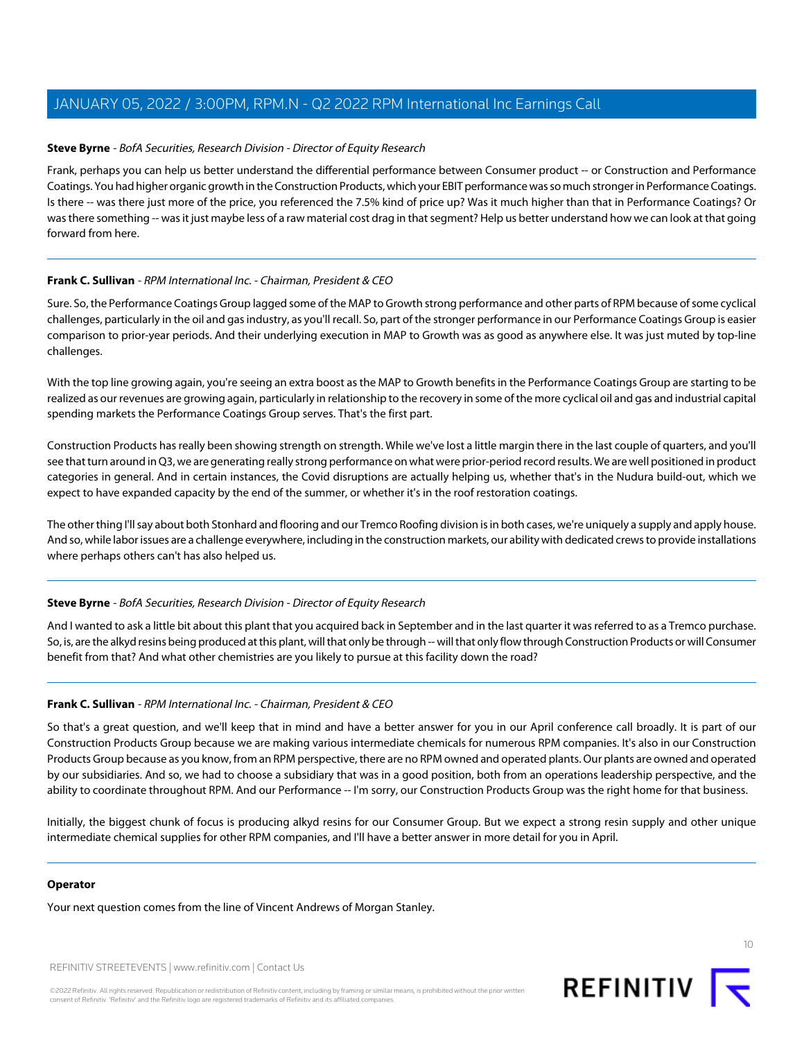**Steve Byrne** - *BofA Securities, Research Division - Director of Equity Research*

Frank, perhaps you can help us better understand the differential performance between Consumer product -- or Construction and Performance Coatings. You had higher organic growth in the Construction Products, which your EBIT performance was so much stronger in Performance Coatings. Is there -- was there just more of the price, you referenced the 7.5% kind of price up? Was it much higher than that in Performance Coatings? Or was there something -- was it just maybe less of a raw material cost drag in that segment? Help us better understand how we can look at that going forward from here.

---

**Frank C. Sullivan** - *RPM International Inc. - Chairman, President & CEO*

Sure. So, the Performance Coatings Group lagged some of the MAP to Growth strong performance and other parts of RPM because of some cyclical challenges, particularly in the oil and gas industry, as you'll recall. So, part of the stronger performance in our Performance Coatings Group is easier comparison to prior-year periods. And their underlying execution in MAP to Growth was as good as anywhere else. It was just muted by top-line challenges.

With the top line growing again, you're seeing an extra boost as the MAP to Growth benefits in the Performance Coatings Group are starting to be realized as our revenues are growing again, particularly in relationship to the recovery in some of the more cyclical oil and gas and industrial capital spending markets the Performance Coatings Group serves. That's the first part.

Construction Products has really been showing strength on strength. While we've lost a little margin there in the last couple of quarters, and you'll see that turn around in Q3, we are generating really strong performance on what were prior-period record results. We are well positioned in product categories in general. And in certain instances, the Covid disruptions are actually helping us, whether that's in the Nudura build-out, which we expect to have expanded capacity by the end of the summer, or whether it's in the roof restoration coatings.

The other thing I'll say about both Stonhard and flooring and our Tremco Roofing division is in both cases, we're uniquely a supply and apply house. And so, while labor issues are a challenge everywhere, including in the construction markets, our ability with dedicated crews to provide installations where perhaps others can't has also helped us.

---

**Steve Byrne** - *BofA Securities, Research Division - Director of Equity Research*

And I wanted to ask a little bit about this plant that you acquired back in September and in the last quarter it was referred to as a Tremco purchase. So, is, are the alkyd resins being produced at this plant, will that only be through -- will that only flow through Construction Products or will Consumer benefit from that? And what other chemistries are you likely to pursue at this facility down the road?

---

**Frank C. Sullivan** - *RPM International Inc. - Chairman, President & CEO*

So that's a great question, and we'll keep that in mind and have a better answer for you in our April conference call broadly. It is part of our Construction Products Group because we are making various intermediate chemicals for numerous RPM companies. It's also in our Construction Products Group because as you know, from an RPM perspective, there are no RPM owned and operated plants. Our plants are owned and operated by our subsidiaries. And so, we had to choose a subsidiary that was in a good position, both from an operations leadership perspective, and the ability to coordinate throughout RPM. And our Performance -- I'm sorry, our Construction Products Group was the right home for that business.

Initially, the biggest chunk of focus is producing alkyd resins for our Consumer Group. But we expect a strong resin supply and other unique intermediate chemical supplies for other RPM companies, and I'll have a better answer in more detail for you in April.

---

**Operator**

Your next question comes from the line of Vincent Andrews of Morgan Stanley.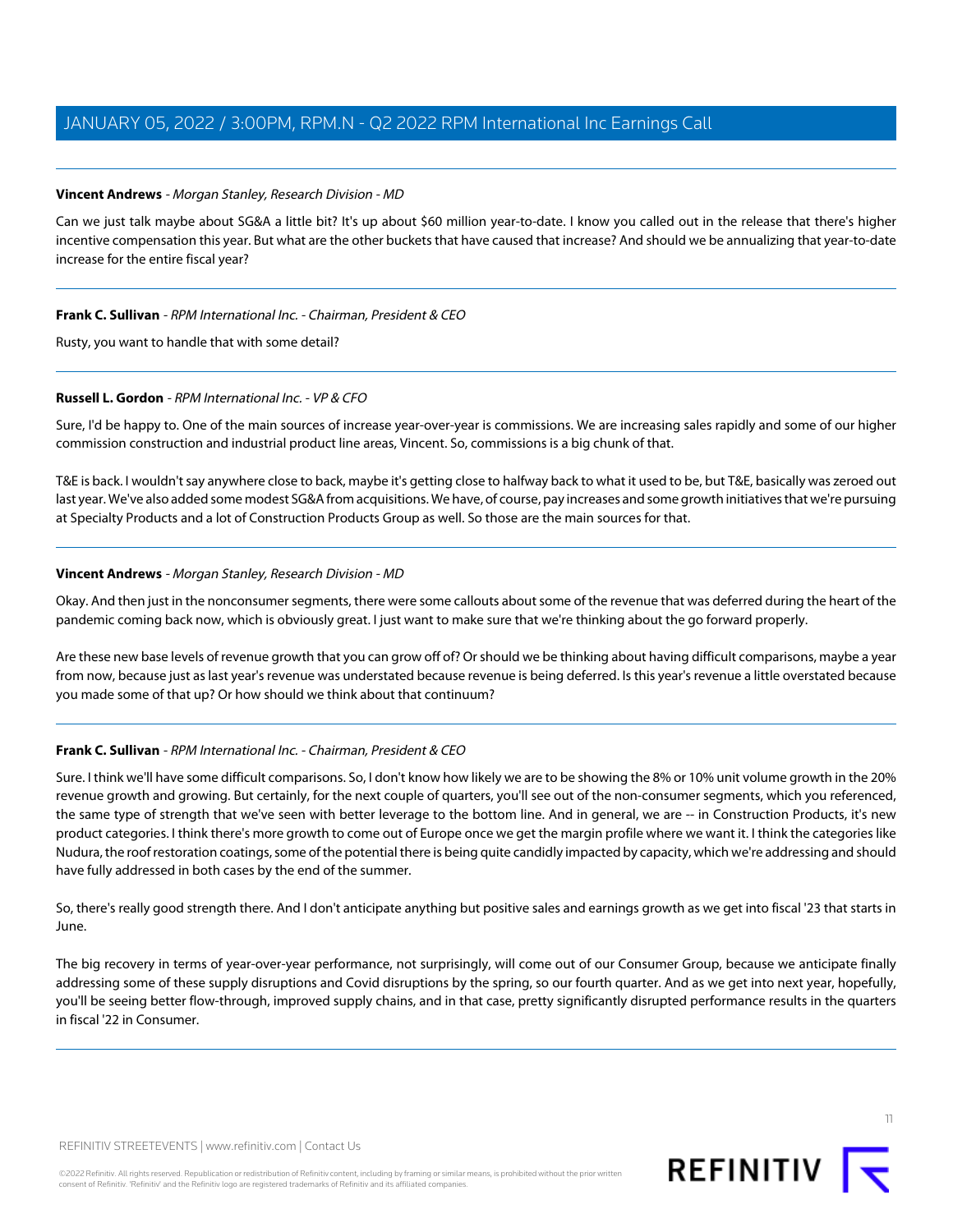**Vincent Andrews** - *Morgan Stanley, Research Division - MD*

Can we just talk maybe about SG&A a little bit? It's up about $60 million year-to-date. I know you called out in the release that there's higher incentive compensation this year. But what are the other buckets that have caused that increase? And should we be annualizing that year-to-date increase for the entire fiscal year?

---

**Frank C. Sullivan** - *RPM International Inc. - Chairman, President & CEO*

Rusty, you want to handle that with some detail?

---

**Russell L. Gordon** - *RPM International Inc. - VP & CFO*

Sure, I'd be happy to. One of the main sources of increase year-over-year is commissions. We are increasing sales rapidly and some of our higher commission construction and industrial product line areas, Vincent. So, commissions is a big chunk of that.

T&E is back. I wouldn't say anywhere close to back, maybe it's getting close to halfway back to what it used to be, but T&E, basically was zeroed out last year. We've also added some modest SG&A from acquisitions. We have, of course, pay increases and some growth initiatives that we're pursuing at Specialty Products and a lot of Construction Products Group as well. So those are the main sources for that.

---

**Vincent Andrews** - *Morgan Stanley, Research Division - MD*

Okay. And then just in the nonconsumer segments, there were some callouts about some of the revenue that was deferred during the heart of the pandemic coming back now, which is obviously great. I just want to make sure that we're thinking about the go forward properly.

Are these new base levels of revenue growth that you can grow off of? Or should we be thinking about having difficult comparisons, maybe a year from now, because just as last year's revenue was understated because revenue is being deferred. Is this year's revenue a little overstated because you made some of that up? Or how should we think about that continuum?

---

**Frank C. Sullivan** - *RPM International Inc. - Chairman, President & CEO*

Sure. I think we'll have some difficult comparisons. So, I don't know how likely we are to be showing the 8% or 10% unit volume growth in the 20% revenue growth and growing. But certainly, for the next couple of quarters, you'll see out of the non-consumer segments, which you referenced, the same type of strength that we've seen with better leverage to the bottom line. And in general, we are -- in Construction Products, it's new product categories. I think there's more growth to come out of Europe once we get the margin profile where we want it. I think the categories like Nudura, the roof restoration coatings, some of the potential there is being quite candidly impacted by capacity, which we're addressing and should have fully addressed in both cases by the end of the summer.

So, there's really good strength there. And I don't anticipate anything but positive sales and earnings growth as we get into fiscal '23 that starts in June.

The big recovery in terms of year-over-year performance, not surprisingly, will come out of our Consumer Group, because we anticipate finally addressing some of these supply disruptions and Covid disruptions by the spring, so our fourth quarter. And as we get into next year, hopefully, you'll be seeing better flow-through, improved supply chains, and in that case, pretty significantly disrupted performance results in the quarters in fiscal '22 in Consumer.

---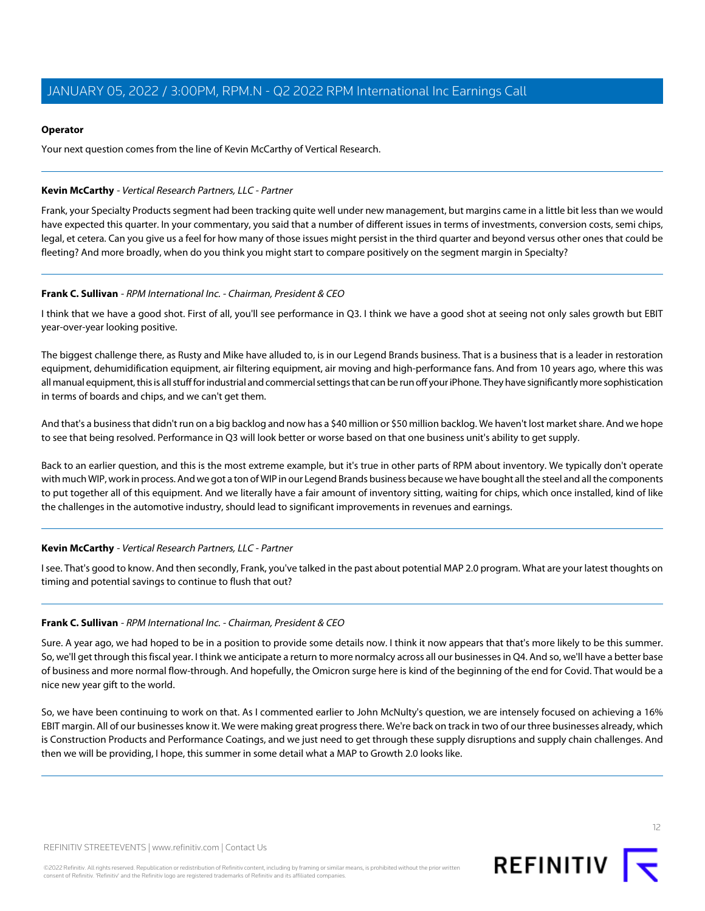**Operator**

Your next question comes from the line of Kevin McCarthy of Vertical Research.

---

**Kevin McCarthy** - *Vertical Research Partners, LLC - Partner*

Frank, your Specialty Products segment had been tracking quite well under new management, but margins came in a little bit less than we would have expected this quarter. In your commentary, you said that a number of different issues in terms of investments, conversion costs, semi chips, legal, et cetera. Can you give us a feel for how many of those issues might persist in the third quarter and beyond versus other ones that could be fleeting? And more broadly, when do you think you might start to compare positively on the segment margin in Specialty?

---

**Frank C. Sullivan** - *RPM International Inc. - Chairman, President & CEO*

I think that we have a good shot. First of all, you'll see performance in Q3. I think we have a good shot at seeing not only sales growth but EBIT year-over-year looking positive.

The biggest challenge there, as Rusty and Mike have alluded to, is in our Legend Brands business. That is a business that is a leader in restoration equipment, dehumidification equipment, air filtering equipment, air moving and high-performance fans. And from 10 years ago, where this was all manual equipment, this is all stuff for industrial and commercial settings that can be run off your iPhone. They have significantly more sophistication in terms of boards and chips, and we can't get them.

And that's a business that didn't run on a big backlog and now has a $40 million or $50 million backlog. We haven't lost market share. And we hope to see that being resolved. Performance in Q3 will look better or worse based on that one business unit's ability to get supply.

Back to an earlier question, and this is the most extreme example, but it's true in other parts of RPM about inventory. We typically don't operate with much WIP, work in process. And we got a ton of WIP in our Legend Brands business because we have bought all the steel and all the components to put together all of this equipment. And we literally have a fair amount of inventory sitting, waiting for chips, which once installed, kind of like the challenges in the automotive industry, should lead to significant improvements in revenues and earnings.

---

**Kevin McCarthy** - *Vertical Research Partners, LLC - Partner*

I see. That's good to know. And then secondly, Frank, you've talked in the past about potential MAP 2.0 program. What are your latest thoughts on timing and potential savings to continue to flush that out?

---

**Frank C. Sullivan** - *RPM International Inc. - Chairman, President & CEO*

Sure. A year ago, we had hoped to be in a position to provide some details now. I think it now appears that that's more likely to be this summer. So, we'll get through this fiscal year. I think we anticipate a return to more normalcy across all our businesses in Q4. And so, we'll have a better base of business and more normal flow-through. And hopefully, the Omicron surge here is kind of the beginning of the end for Covid. That would be a nice new year gift to the world.

So, we have been continuing to work on that. As I commented earlier to John McNulty's question, we are intensely focused on achieving a 16% EBIT margin. All of our businesses know it. We were making great progress there. We're back on track in two of our three businesses already, which is Construction Products and Performance Coatings, and we just need to get through these supply disruptions and supply chain challenges. And then we will be providing, I hope, this summer in some detail what a MAP to Growth 2.0 looks like.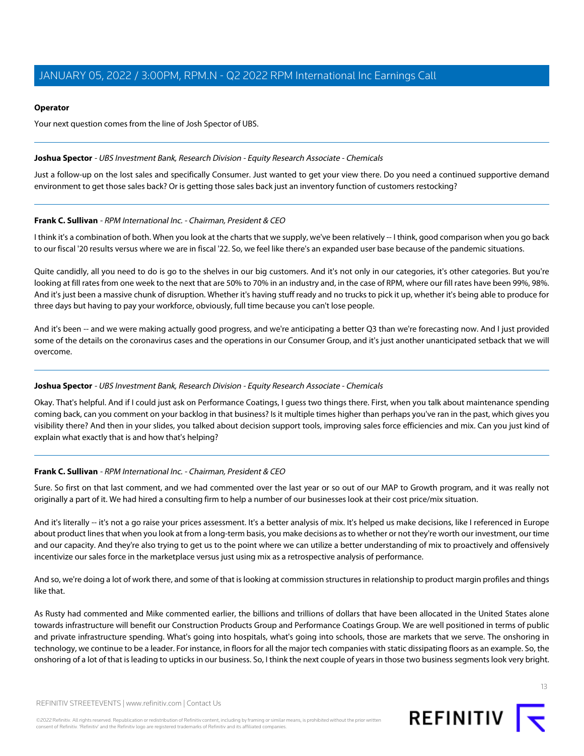**Operator**

Your next question comes from the line of Josh Spector of UBS.

---

**Joshua Spector** - *UBS Investment Bank, Research Division - Equity Research Associate - Chemicals*

Just a follow-up on the lost sales and specifically Consumer. Just wanted to get your view there. Do you need a continued supportive demand environment to get those sales back? Or is getting those sales back just an inventory function of customers restocking?

---

**Frank C. Sullivan** - *RPM International Inc. - Chairman, President & CEO*

I think it's a combination of both. When you look at the charts that we supply, we've been relatively -- I think, good comparison when you go back to our fiscal '20 results versus where we are in fiscal '22. So, we feel like there's an expanded user base because of the pandemic situations.

Quite candidly, all you need to do is go to the shelves in our big customers. And it's not only in our categories, it's other categories. But you're looking at fill rates from one week to the next that are 50% to 70% in an industry and, in the case of RPM, where our fill rates have been 99%, 98%. And it's just been a massive chunk of disruption. Whether it's having stuff ready and no trucks to pick it up, whether it's being able to produce for three days but having to pay your workforce, obviously, full time because you can't lose people.

And it's been -- and we were making actually good progress, and we're anticipating a better Q3 than we're forecasting now. And I just provided some of the details on the coronavirus cases and the operations in our Consumer Group, and it's just another unanticipated setback that we will overcome.

---

**Joshua Spector** - *UBS Investment Bank, Research Division - Equity Research Associate - Chemicals*

Okay. That's helpful. And if I could just ask on Performance Coatings, I guess two things there. First, when you talk about maintenance spending coming back, can you comment on your backlog in that business? Is it multiple times higher than perhaps you've ran in the past, which gives you visibility there? And then in your slides, you talked about decision support tools, improving sales force efficiencies and mix. Can you just kind of explain what exactly that is and how that's helping?

---

**Frank C. Sullivan** - *RPM International Inc. - Chairman, President & CEO*

Sure. So first on that last comment, and we had commented over the last year or so out of our MAP to Growth program, and it was really not originally a part of it. We had hired a consulting firm to help a number of our businesses look at their cost price/mix situation.

And it's literally -- it's not a go raise your prices assessment. It's a better analysis of mix. It's helped us make decisions, like I referenced in Europe about product lines that when you look at from a long-term basis, you make decisions as to whether or not they're worth our investment, our time and our capacity. And they're also trying to get us to the point where we can utilize a better understanding of mix to proactively and offensively incentivize our sales force in the marketplace versus just using mix as a retrospective analysis of performance.

And so, we're doing a lot of work there, and some of that is looking at commission structures in relationship to product margin profiles and things like that.

As Rusty had commented and Mike commented earlier, the billions and trillions of dollars that have been allocated in the United States alone towards infrastructure will benefit our Construction Products Group and Performance Coatings Group. We are well positioned in terms of public and private infrastructure spending. What's going into hospitals, what's going into schools, those are markets that we serve. The onshoring in technology, we continue to be a leader. For instance, in floors for all the major tech companies with static dissipating floors as an example. So, the onshoring of a lot of that is leading to upticks in our business. So, I think the next couple of years in those two business segments look very bright.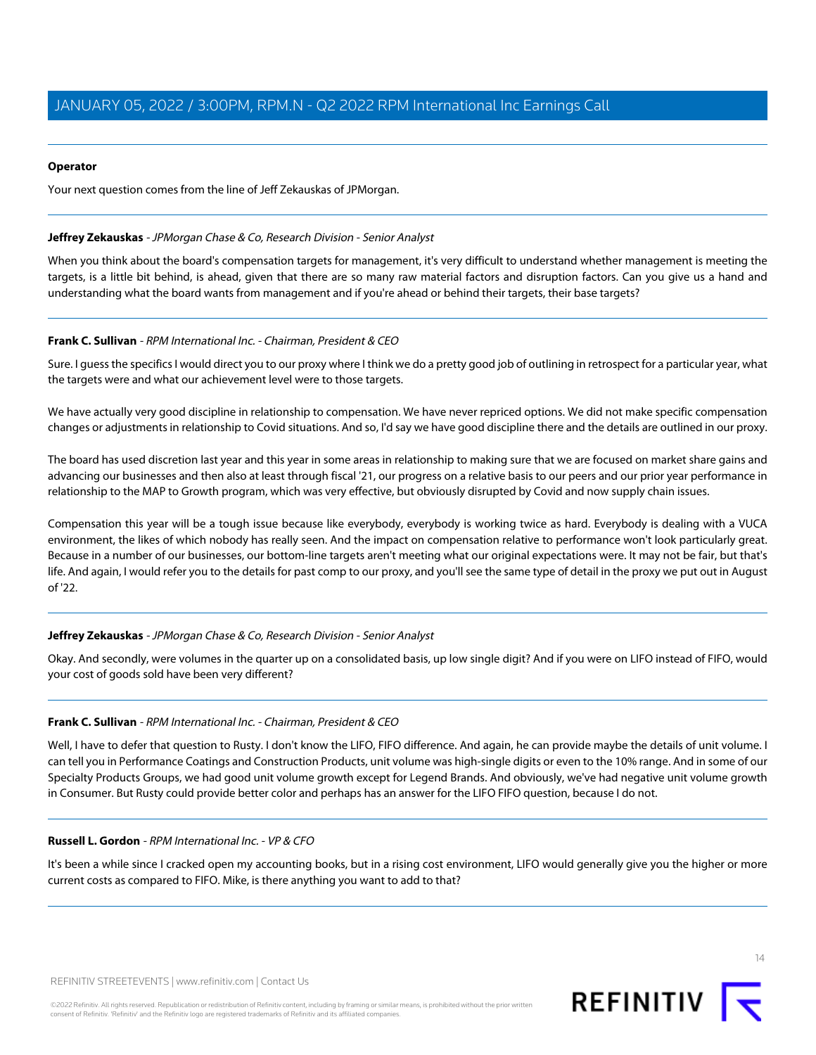**Operator**

Your next question comes from the line of Jeff Zekauskas of JPMorgan.

---

**Jeffrey Zekauskas** - *JPMorgan Chase & Co, Research Division - Senior Analyst*

When you think about the board's compensation targets for management, it's very difficult to understand whether management is meeting the targets, is a little bit behind, is ahead, given that there are so many raw material factors and disruption factors. Can you give us a hand and understanding what the board wants from management and if you're ahead or behind their targets, their base targets?

---

**Frank C. Sullivan** - *RPM International Inc. - Chairman, President & CEO*

Sure. I guess the specifics I would direct you to our proxy where I think we do a pretty good job of outlining in retrospect for a particular year, what the targets were and what our achievement level were to those targets.

We have actually very good discipline in relationship to compensation. We have never repriced options. We did not make specific compensation changes or adjustments in relationship to Covid situations. And so, I'd say we have good discipline there and the details are outlined in our proxy.

The board has used discretion last year and this year in some areas in relationship to making sure that we are focused on market share gains and advancing our businesses and then also at least through fiscal '21, our progress on a relative basis to our peers and our prior year performance in relationship to the MAP to Growth program, which was very effective, but obviously disrupted by Covid and now supply chain issues.

Compensation this year will be a tough issue because like everybody, everybody is working twice as hard. Everybody is dealing with a VUCA environment, the likes of which nobody has really seen. And the impact on compensation relative to performance won't look particularly great. Because in a number of our businesses, our bottom-line targets aren't meeting what our original expectations were. It may not be fair, but that's life. And again, I would refer you to the details for past comp to our proxy, and you'll see the same type of detail in the proxy we put out in August of '22.

---

**Jeffrey Zekauskas** - *JPMorgan Chase & Co, Research Division - Senior Analyst*

Okay. And secondly, were volumes in the quarter up on a consolidated basis, up low single digit? And if you were on LIFO instead of FIFO, would your cost of goods sold have been very different?

---

**Frank C. Sullivan** - *RPM International Inc. - Chairman, President & CEO*

Well, I have to defer that question to Rusty. I don't know the LIFO, FIFO difference. And again, he can provide maybe the details of unit volume. I can tell you in Performance Coatings and Construction Products, unit volume was high-single digits or even to the 10% range. And in some of our Specialty Products Groups, we had good unit volume growth except for Legend Brands. And obviously, we've had negative unit volume growth in Consumer. But Rusty could provide better color and perhaps has an answer for the LIFO FIFO question, because I do not.

---

**Russell L. Gordon** - *RPM International Inc. - VP & CFO*

It's been a while since I cracked open my accounting books, but in a rising cost environment, LIFO would generally give you the higher or more current costs as compared to FIFO. Mike, is there anything you want to add to that?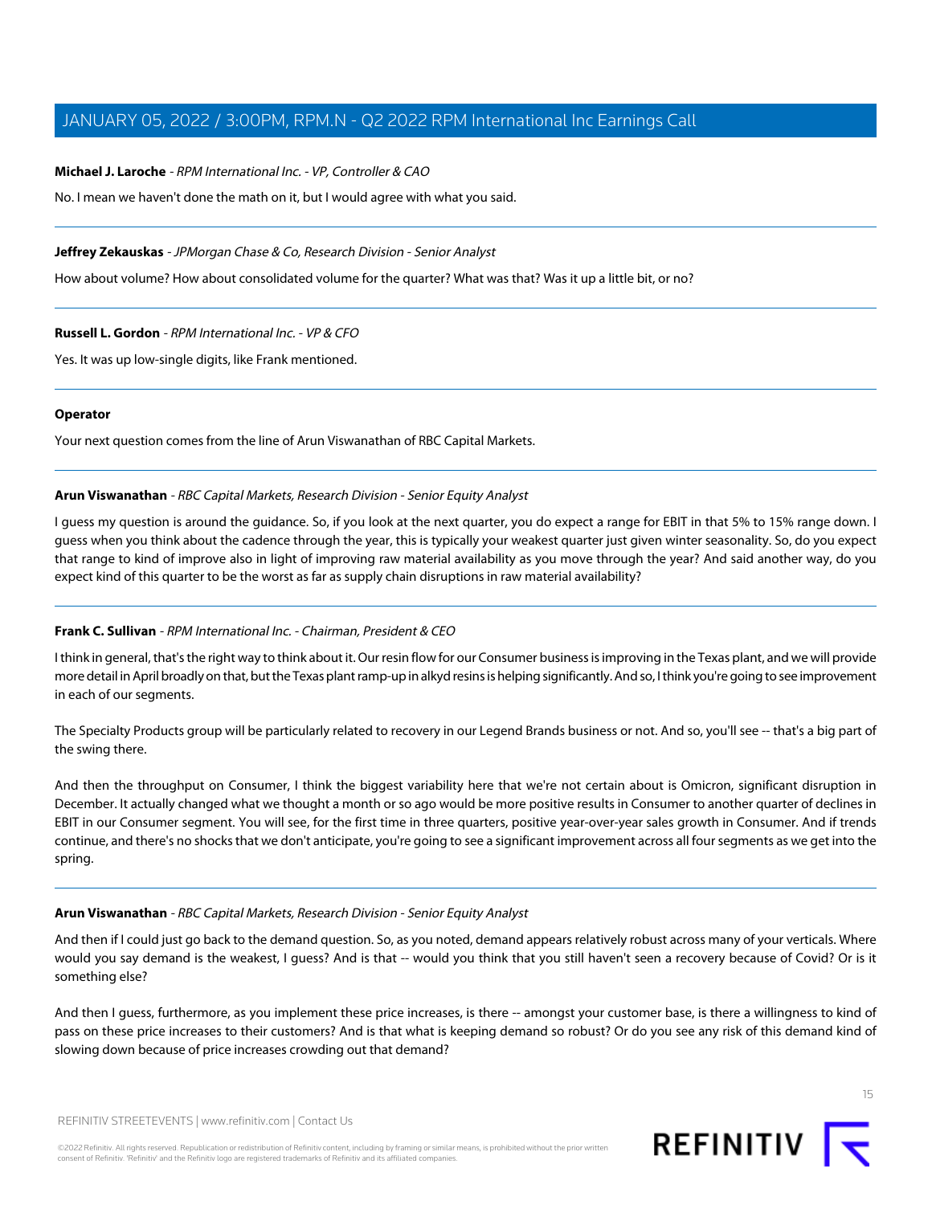**Michael J. Laroche** - *RPM International Inc. - VP, Controller & CAO*

No. I mean we haven't done the math on it, but I would agree with what you said.

---

**Jeffrey Zekauskas** - *JPMorgan Chase & Co, Research Division - Senior Analyst*

How about volume? How about consolidated volume for the quarter? What was that? Was it up a little bit, or no?

---

**Russell L. Gordon** - *RPM International Inc. - VP & CFO*

Yes. It was up low-single digits, like Frank mentioned.

---

**Operator**

Your next question comes from the line of Arun Viswanathan of RBC Capital Markets.

---

**Arun Viswanathan** - *RBC Capital Markets, Research Division - Senior Equity Analyst*

I guess my question is around the guidance. So, if you look at the next quarter, you do expect a range for EBIT in that 5% to 15% range down. I guess when you think about the cadence through the year, this is typically your weakest quarter just given winter seasonality. So, do you expect that range to kind of improve also in light of improving raw material availability as you move through the year? And said another way, do you expect kind of this quarter to be the worst as far as supply chain disruptions in raw material availability?

---

**Frank C. Sullivan** - *RPM International Inc. - Chairman, President & CEO*

I think in general, that's the right way to think about it. Our resin flow for our Consumer business is improving in the Texas plant, and we will provide more detail in April broadly on that, but the Texas plant ramp-up in alkyd resins is helping significantly. And so, I think you're going to see improvement in each of our segments.

The Specialty Products group will be particularly related to recovery in our Legend Brands business or not. And so, you'll see -- that's a big part of the swing there.

And then the throughput on Consumer, I think the biggest variability here that we're not certain about is Omicron, significant disruption in December. It actually changed what we thought a month or so ago would be more positive results in Consumer to another quarter of declines in EBIT in our Consumer segment. You will see, for the first time in three quarters, positive year-over-year sales growth in Consumer. And if trends continue, and there's no shocks that we don't anticipate, you're going to see a significant improvement across all four segments as we get into the spring.

---

**Arun Viswanathan** - *RBC Capital Markets, Research Division - Senior Equity Analyst*

And then if I could just go back to the demand question. So, as you noted, demand appears relatively robust across many of your verticals. Where would you say demand is the weakest, I guess? And is that -- would you think that you still haven't seen a recovery because of Covid? Or is it something else?

And then I guess, furthermore, as you implement these price increases, is there -- amongst your customer base, is there a willingness to kind of pass on these price increases to their customers? And is that what is keeping demand so robust? Or do you see any risk of this demand kind of slowing down because of price increases crowding out that demand?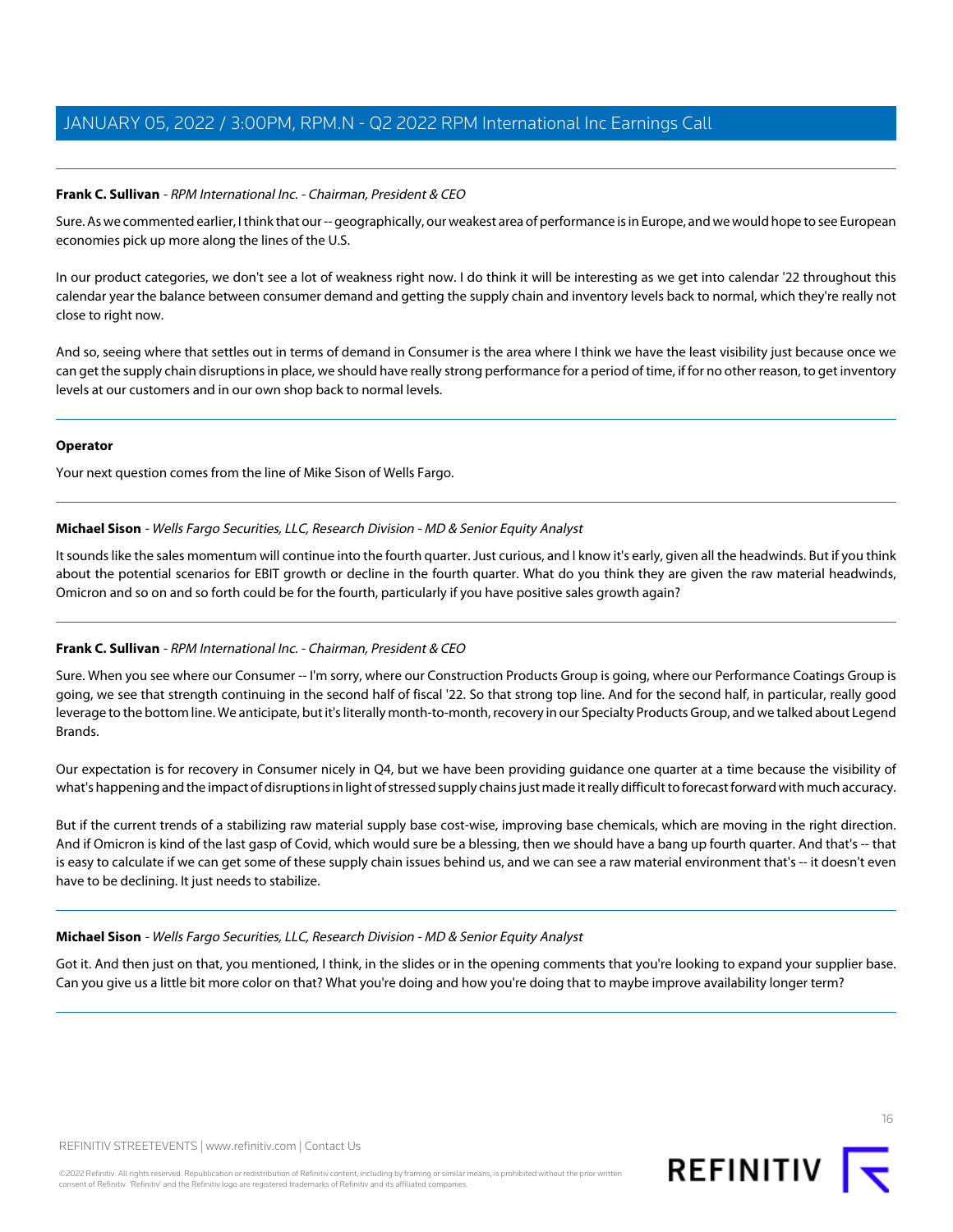**Frank C. Sullivan** - *RPM International Inc. - Chairman, President & CEO*

Sure. As we commented earlier, I think that our -- geographically, our weakest area of performance is in Europe, and we would hope to see European economies pick up more along the lines of the U.S.

In our product categories, we don't see a lot of weakness right now. I do think it will be interesting as we get into calendar '22 throughout this calendar year the balance between consumer demand and getting the supply chain and inventory levels back to normal, which they're really not close to right now.

And so, seeing where that settles out in terms of demand in Consumer is the area where I think we have the least visibility just because once we can get the supply chain disruptions in place, we should have really strong performance for a period of time, if for no other reason, to get inventory levels at our customers and in our own shop back to normal levels.

---

**Operator**

Your next question comes from the line of Mike Sison of Wells Fargo.

---

**Michael Sison** - *Wells Fargo Securities, LLC, Research Division - MD & Senior Equity Analyst*

It sounds like the sales momentum will continue into the fourth quarter. Just curious, and I know it's early, given all the headwinds. But if you think about the potential scenarios for EBIT growth or decline in the fourth quarter. What do you think they are given the raw material headwinds, Omicron and so on and so forth could be for the fourth, particularly if you have positive sales growth again?

---

**Frank C. Sullivan** - *RPM International Inc. - Chairman, President & CEO*

Sure. When you see where our Consumer -- I'm sorry, where our Construction Products Group is going, where our Performance Coatings Group is going, we see that strength continuing in the second half of fiscal '22. So that strong top line. And for the second half, in particular, really good leverage to the bottom line. We anticipate, but it's literally month-to-month, recovery in our Specialty Products Group, and we talked about Legend Brands.

Our expectation is for recovery in Consumer nicely in Q4, but we have been providing guidance one quarter at a time because the visibility of what's happening and the impact of disruptions in light of stressed supply chains just made it really difficult to forecast forward with much accuracy.

But if the current trends of a stabilizing raw material supply base cost-wise, improving base chemicals, which are moving in the right direction. And if Omicron is kind of the last gasp of Covid, which would sure be a blessing, then we should have a bang up fourth quarter. And that's -- that is easy to calculate if we can get some of these supply chain issues behind us, and we can see a raw material environment that's -- it doesn't even have to be declining. It just needs to stabilize.

---

**Michael Sison** - *Wells Fargo Securities, LLC, Research Division - MD & Senior Equity Analyst*

Got it. And then just on that, you mentioned, I think, in the slides or in the opening comments that you're looking to expand your supplier base. Can you give us a little bit more color on that? What you're doing and how you're doing that to maybe improve availability longer term?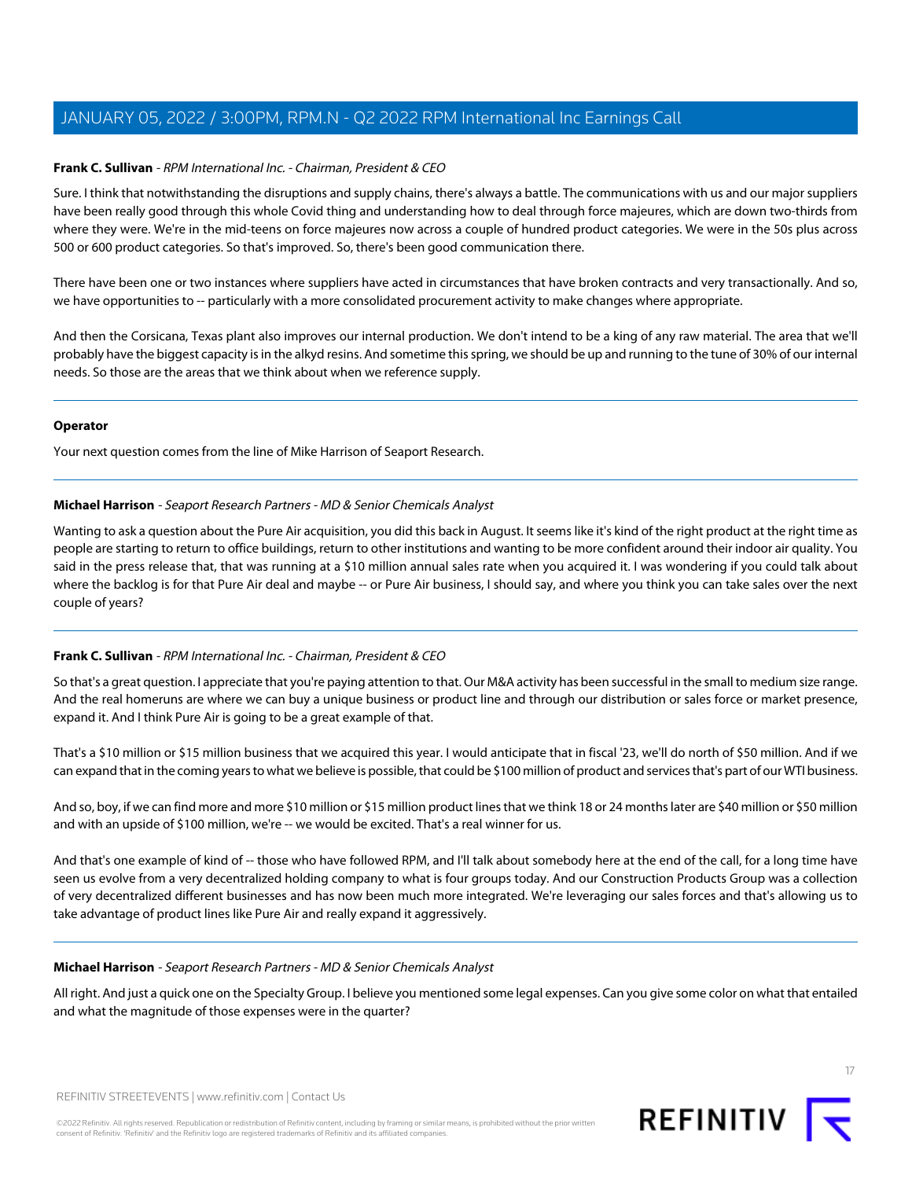**Frank C. Sullivan** - *RPM International Inc. - Chairman, President & CEO*

Sure. I think that notwithstanding the disruptions and supply chains, there's always a battle. The communications with us and our major suppliers have been really good through this whole Covid thing and understanding how to deal through force majeures, which are down two-thirds from where they were. We're in the mid-teens on force majeures now across a couple of hundred product categories. We were in the 50s plus across 500 or 600 product categories. So that's improved. So, there's been good communication there.

There have been one or two instances where suppliers have acted in circumstances that have broken contracts and very transactionally. And so, we have opportunities to -- particularly with a more consolidated procurement activity to make changes where appropriate.

And then the Corsicana, Texas plant also improves our internal production. We don't intend to be a king of any raw material. The area that we'll probably have the biggest capacity is in the alkyd resins. And sometime this spring, we should be up and running to the tune of 30% of our internal needs. So those are the areas that we think about when we reference supply.

---

**Operator**

Your next question comes from the line of Mike Harrison of Seaport Research.

---

**Michael Harrison** - *Seaport Research Partners - MD & Senior Chemicals Analyst*

Wanting to ask a question about the Pure Air acquisition, you did this back in August. It seems like it's kind of the right product at the right time as people are starting to return to office buildings, return to other institutions and wanting to be more confident around their indoor air quality. You said in the press release that, that was running at a $10 million annual sales rate when you acquired it. I was wondering if you could talk about where the backlog is for that Pure Air deal and maybe -- or Pure Air business, I should say, and where you think you can take sales over the next couple of years?

---

**Frank C. Sullivan** - *RPM International Inc. - Chairman, President & CEO*

So that's a great question. I appreciate that you're paying attention to that. Our M&A activity has been successful in the small to medium size range. And the real homeruns are where we can buy a unique business or product line and through our distribution or sales force or market presence, expand it. And I think Pure Air is going to be a great example of that.

That's a $10 million or $15 million business that we acquired this year. I would anticipate that in fiscal '23, we'll do north of $50 million. And if we can expand that in the coming years to what we believe is possible, that could be $100 million of product and services that's part of our WTI business.

And so, boy, if we can find more and more $10 million or $15 million product lines that we think 18 or 24 months later are $40 million or $50 million and with an upside of $100 million, we're -- we would be excited. That's a real winner for us.

And that's one example of kind of -- those who have followed RPM, and I'll talk about somebody here at the end of the call, for a long time have seen us evolve from a very decentralized holding company to what is four groups today. And our Construction Products Group was a collection of very decentralized different businesses and has now been much more integrated. We're leveraging our sales forces and that's allowing us to take advantage of product lines like Pure Air and really expand it aggressively.

---

**Michael Harrison** - *Seaport Research Partners - MD & Senior Chemicals Analyst*

All right. And just a quick one on the Specialty Group. I believe you mentioned some legal expenses. Can you give some color on what that entailed and what the magnitude of those expenses were in the quarter?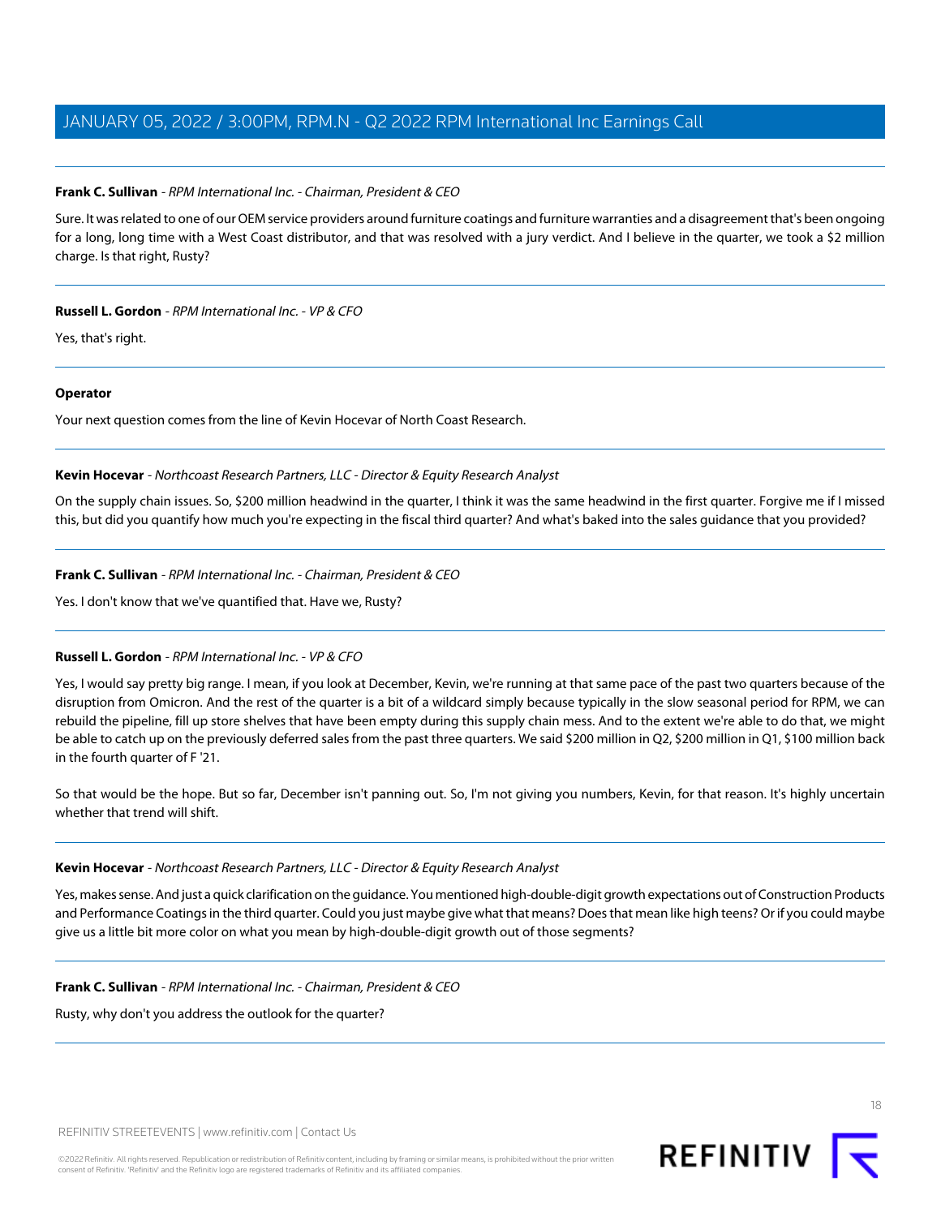**Frank C. Sullivan** - *RPM International Inc. - Chairman, President & CEO*

Sure. It was related to one of our OEM service providers around furniture coatings and furniture warranties and a disagreement that's been ongoing for a long, long time with a West Coast distributor, and that was resolved with a jury verdict. And I believe in the quarter, we took a $2 million charge. Is that right, Rusty?

---

**Russell L. Gordon** - *RPM International Inc. - VP & CFO*

Yes, that's right.

---

**Operator**

Your next question comes from the line of Kevin Hocevar of North Coast Research.

---

**Kevin Hocevar** - *Northcoast Research Partners, LLC - Director & Equity Research Analyst*

On the supply chain issues. So, $200 million headwind in the quarter, I think it was the same headwind in the first quarter. Forgive me if I missed this, but did you quantify how much you're expecting in the fiscal third quarter? And what's baked into the sales guidance that you provided?

---

**Frank C. Sullivan** - *RPM International Inc. - Chairman, President & CEO*

Yes. I don't know that we've quantified that. Have we, Rusty?

---

**Russell L. Gordon** - *RPM International Inc. - VP & CFO*

Yes, I would say pretty big range. I mean, if you look at December, Kevin, we're running at that same pace of the past two quarters because of the disruption from Omicron. And the rest of the quarter is a bit of a wildcard simply because typically in the slow seasonal period for RPM, we can rebuild the pipeline, fill up store shelves that have been empty during this supply chain mess. And to the extent we're able to do that, we might be able to catch up on the previously deferred sales from the past three quarters. We said $200 million in Q2, $200 million in Q1, $100 million back in the fourth quarter of F '21.

So that would be the hope. But so far, December isn't panning out. So, I'm not giving you numbers, Kevin, for that reason. It's highly uncertain whether that trend will shift.

---

**Kevin Hocevar** - *Northcoast Research Partners, LLC - Director & Equity Research Analyst*

Yes, makes sense. And just a quick clarification on the guidance. You mentioned high-double-digit growth expectations out of Construction Products and Performance Coatings in the third quarter. Could you just maybe give what that means? Does that mean like high teens? Or if you could maybe give us a little bit more color on what you mean by high-double-digit growth out of those segments?

---

**Frank C. Sullivan** - *RPM International Inc. - Chairman, President & CEO*

Rusty, why don't you address the outlook for the quarter?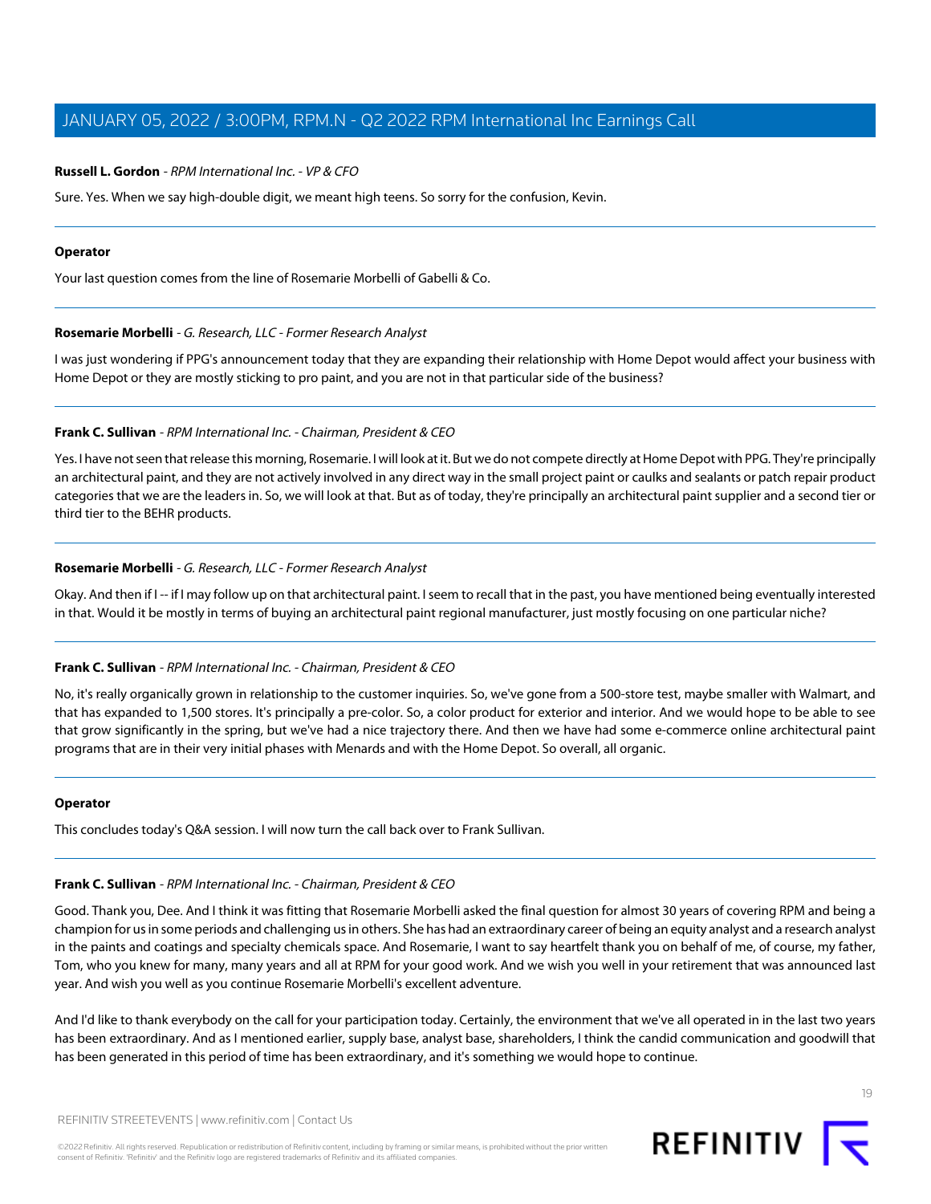**Russell L. Gordon** - *RPM International Inc. - VP & CFO*

Sure. Yes. When we say high-double digit, we meant high teens. So sorry for the confusion, Kevin.

---

**Operator**

Your last question comes from the line of Rosemarie Morbelli of Gabelli & Co.

---

**Rosemarie Morbelli** - *G. Research, LLC - Former Research Analyst*

I was just wondering if PPG's announcement today that they are expanding their relationship with Home Depot would affect your business with Home Depot or they are mostly sticking to pro paint, and you are not in that particular side of the business?

---

**Frank C. Sullivan** - *RPM International Inc. - Chairman, President & CEO*

Yes. I have not seen that release this morning, Rosemarie. I will look at it. But we do not compete directly at Home Depot with PPG. They're principally an architectural paint, and they are not actively involved in any direct way in the small project paint or caulks and sealants or patch repair product categories that we are the leaders in. So, we will look at that. But as of today, they're principally an architectural paint supplier and a second tier or third tier to the BEHR products.

---

**Rosemarie Morbelli** - *G. Research, LLC - Former Research Analyst*

Okay. And then if I -- if I may follow up on that architectural paint. I seem to recall that in the past, you have mentioned being eventually interested in that. Would it be mostly in terms of buying an architectural paint regional manufacturer, just mostly focusing on one particular niche?

---

**Frank C. Sullivan** - *RPM International Inc. - Chairman, President & CEO*

No, it's really organically grown in relationship to the customer inquiries. So, we've gone from a 500-store test, maybe smaller with Walmart, and that has expanded to 1,500 stores. It's principally a pre-color. So, a color product for exterior and interior. And we would hope to be able to see that grow significantly in the spring, but we've had a nice trajectory there. And then we have had some e-commerce online architectural paint programs that are in their very initial phases with Menards and with the Home Depot. So overall, all organic.

---

**Operator**

This concludes today's Q&A session. I will now turn the call back over to Frank Sullivan.

---

**Frank C. Sullivan** - *RPM International Inc. - Chairman, President & CEO*

Good. Thank you, Dee. And I think it was fitting that Rosemarie Morbelli asked the final question for almost 30 years of covering RPM and being a champion for us in some periods and challenging us in others. She has had an extraordinary career of being an equity analyst and a research analyst in the paints and coatings and specialty chemicals space. And Rosemarie, I want to say heartfelt thank you on behalf of me, of course, my father, Tom, who you knew for many, many years and all at RPM for your good work. And we wish you well in your retirement that was announced last year. And wish you well as you continue Rosemarie Morbelli's excellent adventure.

And I'd like to thank everybody on the call for your participation today. Certainly, the environment that we've all operated in in the last two years has been extraordinary. And as I mentioned earlier, supply base, analyst base, shareholders, I think the candid communication and goodwill that has been generated in this period of time has been extraordinary, and it's something we would hope to continue.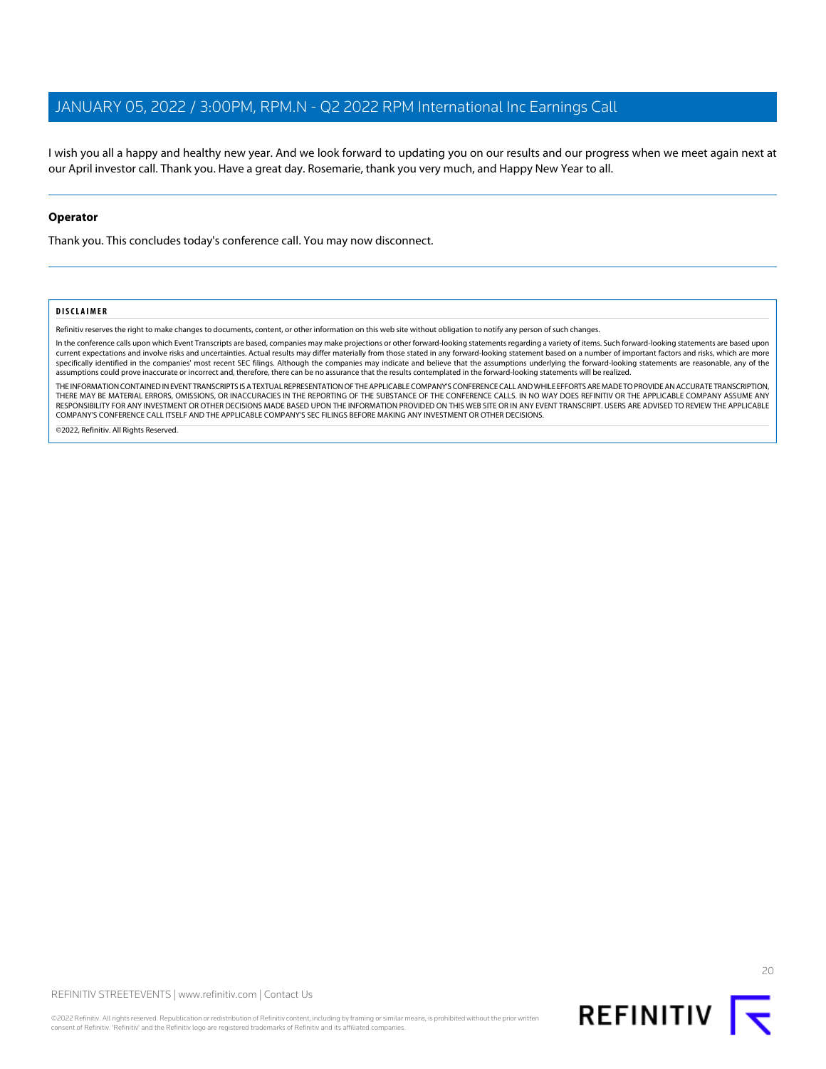I wish you all a happy and healthy new year. And we look forward to updating you on our results and our progress when we meet again next at our April investor call. Thank you. Have a great day. Rosemarie, thank you very much, and Happy New Year to all.

**Operator**

Thank you. This concludes today's conference call. You may now disconnect.

---

**DISCLAIMER**

Refinitiv reserves the right to make changes to documents, content, or other information on this web site without obligation to notify any person of such changes.

In the conference calls upon which Event Transcripts are based, companies may make projections or other forward-looking statements regarding a variety of items. Such forward-looking statements are based upon current expectations and involve risks and uncertainties. Actual results may differ materially from those stated in any forward-looking statement based on a number of important factors and risks, which are more specifically identified in the companies' most recent SEC filings. Although the companies may indicate and believe that the assumptions underlying the forward-looking statements are reasonable, any of the assumptions could prove inaccurate or incorrect and, therefore, there can be no assurance that the results contemplated in the forward-looking statements will be realized.

THE INFORMATION CONTAINED IN EVENT TRANSCRIPTS IS A TEXTUAL REPRESENTATION OF THE APPLICABLE COMPANY'S CONFERENCE CALL AND WHILE EFFORTS ARE MADE TO PROVIDE AN ACCURATE TRANSCRIPTION, THERE MAY BE MATERIAL ERRORS, OMISSIONS, OR INACCURACIES IN THE REPORTING OF THE SUBSTANCE OF THE CONFERENCE CALLS. IN NO WAY DOES REFINITIV OR THE APPLICABLE COMPANY ASSUME ANY RESPONSIBILITY FOR ANY INVESTMENT OR OTHER DECISIONS MADE BASED UPON THE INFORMATION PROVIDED ON THIS WEB SITE OR IN ANY EVENT TRANSCRIPT. USERS ARE ADVISED TO REVIEW THE APPLICABLE COMPANY'S CONFERENCE CALL ITSELF AND THE APPLICABLE COMPANY'S SEC FILINGS BEFORE MAKING ANY INVESTMENT OR OTHER DECISIONS.

©2022, Refinitiv. All Rights Reserved.